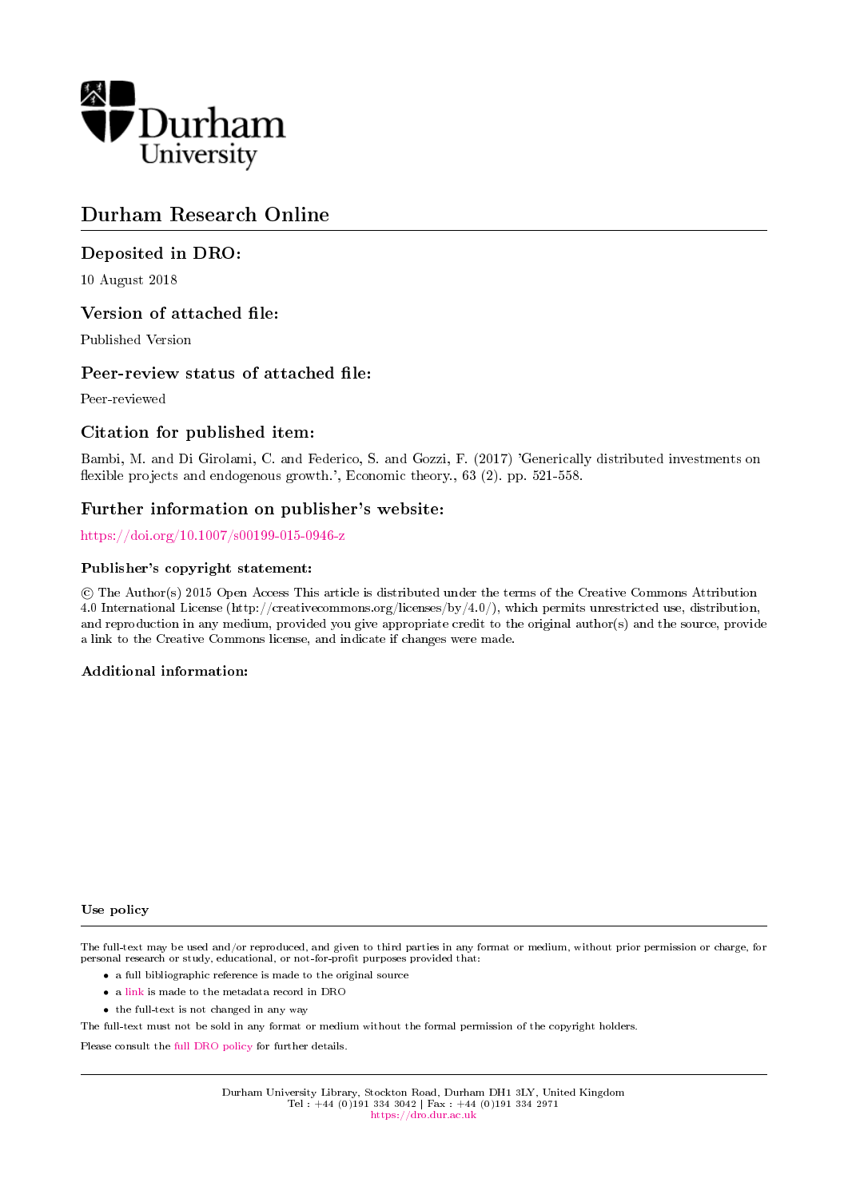Durham University

# Durham Research Online

## Deposited in DRO:

10 August 2018

## Version of attached file:

Published Version

## Peer-review status of attached file:

Peer-reviewed

## Citation for published item:

Bambi, M. and Di Girolami, C. and Federico, S. and Gozzi, F. (2017) 'Generically distributed investments on flexible projects and endogenous growth.', Economic theory., 63 (2). pp. 521-558.

## Further information on publisher's website:

https://doi.org/10.1007/s00199-015-0946-z

### Publisher's copyright statement:

© The Author(s) 2015 Open Access This article is distributed under the terms of the Creative Commons Attribution 4.0 International License (http://creativecommons.org/licenses/by/4.0/), which permits unrestricted use, distribution, and reproduction in any medium, provided you give appropriate credit to the original author(s) and the source, provide a link to the Creative Commons license, and indicate if changes were made.

### Additional information:

### Use policy

The full-text may be used and/or reproduced, and given to third parties in any format or medium, without prior permission or charge, for personal research or study, educational, or not-for-profit purposes provided that:

- a full bibliographic reference is made to the original source
- a link is made to the metadata record in DRO
- the full-text is not changed in any way

The full-text must not be sold in any format or medium without the formal permission of the copyright holders.

Please consult the full DRO policy for further details.

Durham University Library, Stockton Road, Durham DH1 3LY, United Kingdom
Tel : +44 (0)191 334 3042 | Fax : +44 (0)191 334 2971
https://dro.dur.ac.uk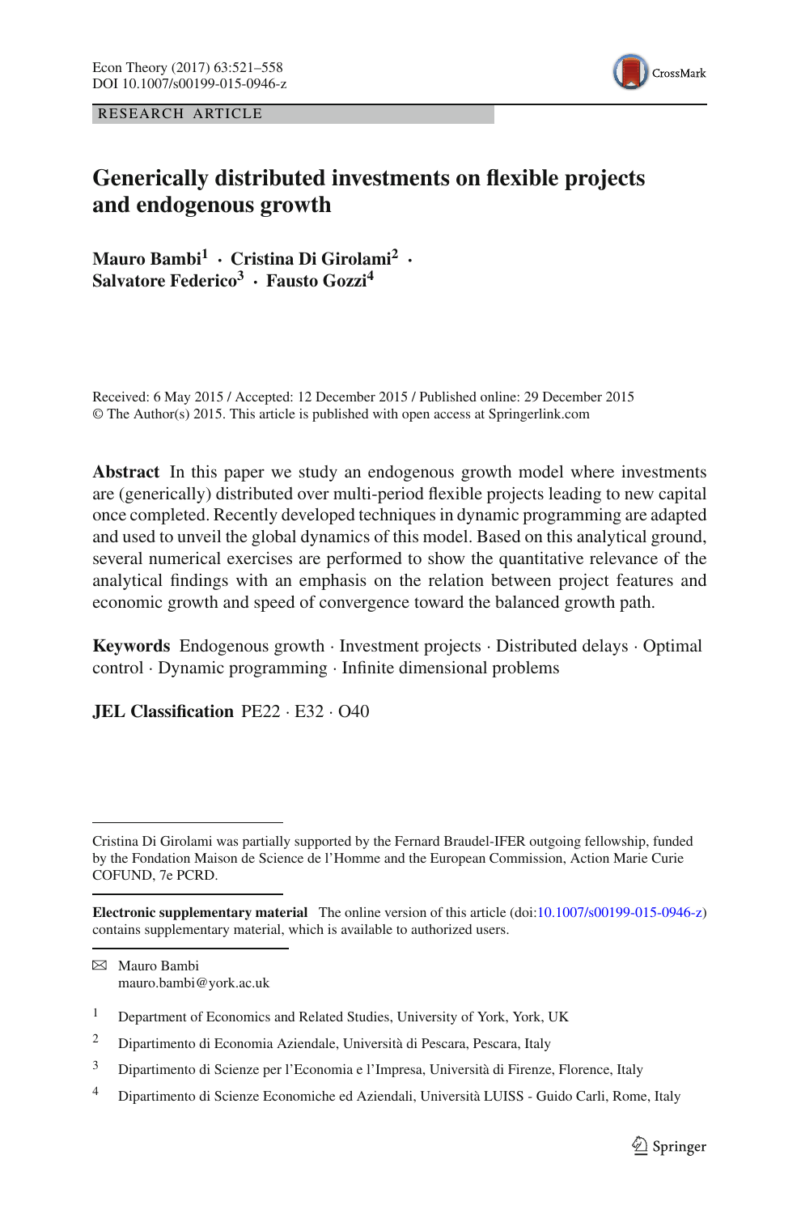RESEARCH ARTICLE

# Generically distributed investments on flexible projects and endogenous growth

**Mauro Bambi[1] · Cristina Di Girolami[2] · Salvatore Federico[3] · Fausto Gozzi[4]**

Received: 6 May 2015 / Accepted: 12 December 2015 / Published online: 29 December 2015
© The Author(s) 2015. This article is published with open access at Springerlink.com

**Abstract** In this paper we study an endogenous growth model where investments are (generically) distributed over multi-period flexible projects leading to new capital once completed. Recently developed techniques in dynamic programming are adapted and used to unveil the global dynamics of this model. Based on this analytical ground, several numerical exercises are performed to show the quantitative relevance of the analytical findings with an emphasis on the relation between project features and economic growth and speed of convergence toward the balanced growth path.

**Keywords** Endogenous growth · Investment projects · Distributed delays · Optimal control · Dynamic programming · Infinite dimensional problems

**JEL Classification** PE22 · E32 · O40

---

Cristina Di Girolami was partially supported by the Fernard Braudel-IFER outgoing fellowship, funded by the Fondation Maison de Science de l'Homme and the European Commission, Action Marie Curie COFUND, 7e PCRD.

**Electronic supplementary material** The online version of this article (doi:10.1007/s00199-015-0946-z) contains supplementary material, which is available to authorized users.

✉ Mauro Bambi
mauro.bambi@york.ac.uk

1 Department of Economics and Related Studies, University of York, York, UK

2 Dipartimento di Economia Aziendale, Università di Pescara, Pescara, Italy

3 Dipartimento di Scienze per l'Economia e l'Impresa, Università di Firenze, Florence, Italy

4 Dipartimento di Scienze Economiche ed Aziendali, Università LUISS - Guido Carli, Rome, Italy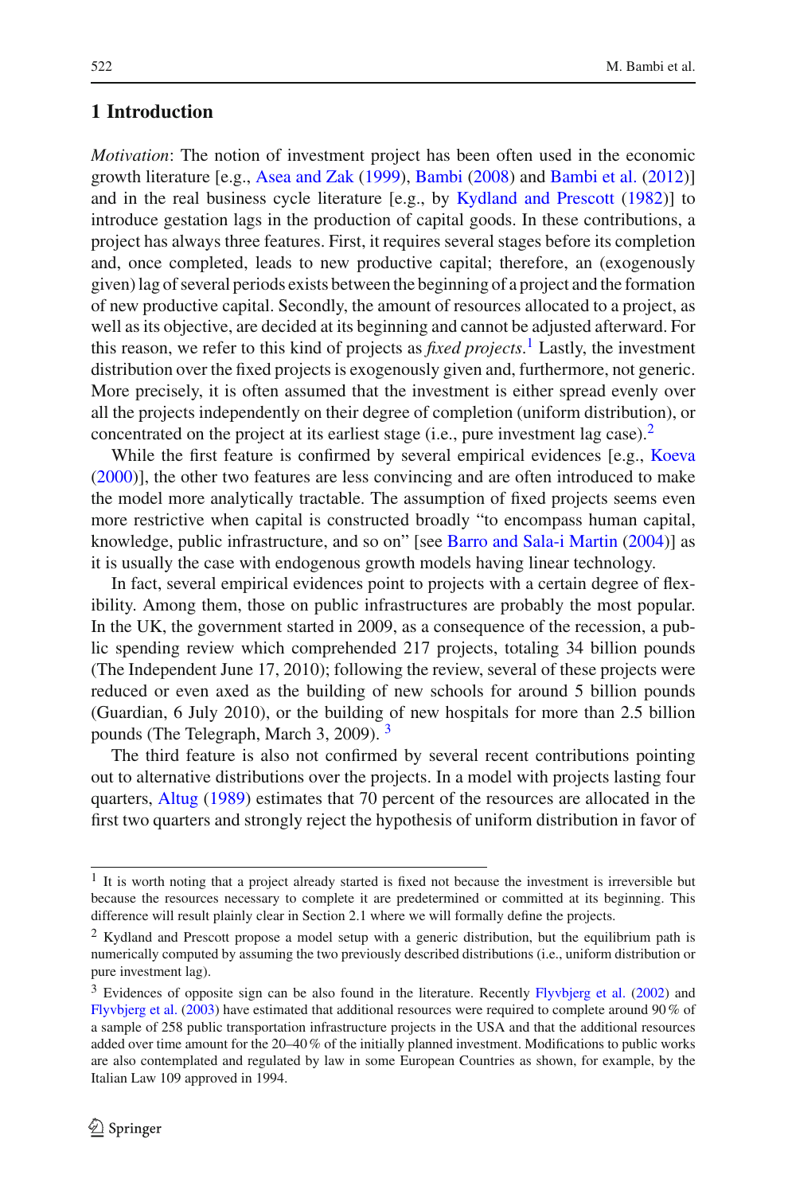## 1 Introduction

*Motivation*: The notion of investment project has been often used in the economic growth literature [e.g., Asea and Zak (1999), Bambi (2008) and Bambi et al. (2012)] and in the real business cycle literature [e.g., by Kydland and Prescott (1982)] to introduce gestation lags in the production of capital goods. In these contributions, a project has always three features. First, it requires several stages before its completion and, once completed, leads to new productive capital; therefore, an (exogenously given) lag of several periods exists between the beginning of a project and the formation of new productive capital. Secondly, the amount of resources allocated to a project, as well as its objective, are decided at its beginning and cannot be adjusted afterward. For this reason, we refer to this kind of projects as *fixed projects*.[1] Lastly, the investment distribution over the fixed projects is exogenously given and, furthermore, not generic. More precisely, it is often assumed that the investment is either spread evenly over all the projects independently on their degree of completion (uniform distribution), or concentrated on the project at its earliest stage (i.e., pure investment lag case).[2]

While the first feature is confirmed by several empirical evidences [e.g., Koeva (2000)], the other two features are less convincing and are often introduced to make the model more analytically tractable. The assumption of fixed projects seems even more restrictive when capital is constructed broadly "to encompass human capital, knowledge, public infrastructure, and so on" [see Barro and Sala-i Martin (2004)] as it is usually the case with endogenous growth models having linear technology.

In fact, several empirical evidences point to projects with a certain degree of flexibility. Among them, those on public infrastructures are probably the most popular. In the UK, the government started in 2009, as a consequence of the recession, a public spending review which comprehended 217 projects, totaling 34 billion pounds (The Independent June 17, 2010); following the review, several of these projects were reduced or even axed as the building of new schools for around 5 billion pounds (Guardian, 6 July 2010), or the building of new hospitals for more than 2.5 billion pounds (The Telegraph, March 3, 2009). [3]

The third feature is also not confirmed by several recent contributions pointing out to alternative distributions over the projects. In a model with projects lasting four quarters, Altug (1989) estimates that 70 percent of the resources are allocated in the first two quarters and strongly reject the hypothesis of uniform distribution in favor of

---

[1] It is worth noting that a project already started is fixed not because the investment is irreversible but because the resources necessary to complete it are predetermined or committed at its beginning. This difference will result plainly clear in Section 2.1 where we will formally define the projects.

[2] Kydland and Prescott propose a model setup with a generic distribution, but the equilibrium path is numerically computed by assuming the two previously described distributions (i.e., uniform distribution or pure investment lag).

[3] Evidences of opposite sign can be also found in the literature. Recently Flyvbjerg et al. (2002) and Flyvbjerg et al. (2003) have estimated that additional resources were required to complete around 90 % of a sample of 258 public transportation infrastructure projects in the USA and that the additional resources added over time amount for the 20–40 % of the initially planned investment. Modifications to public works are also contemplated and regulated by law in some European Countries as shown, for example, by the Italian Law 109 approved in 1994.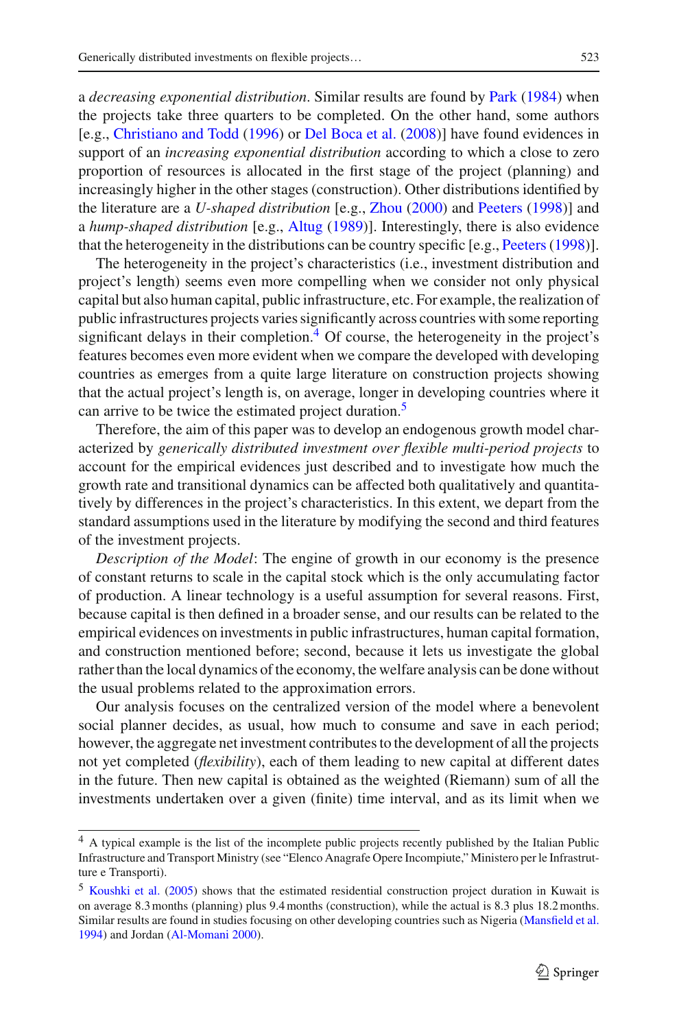a *decreasing exponential distribution*. Similar results are found by Park (1984) when the projects take three quarters to be completed. On the other hand, some authors [e.g., Christiano and Todd (1996) or Del Boca et al. (2008)] have found evidences in support of an *increasing exponential distribution* according to which a close to zero proportion of resources is allocated in the first stage of the project (planning) and increasingly higher in the other stages (construction). Other distributions identified by the literature are a *U-shaped distribution* [e.g., Zhou (2000) and Peeters (1998)] and a *hump-shaped distribution* [e.g., Altug (1989)]. Interestingly, there is also evidence that the heterogeneity in the distributions can be country specific [e.g., Peeters (1998)].

The heterogeneity in the project's characteristics (i.e., investment distribution and project's length) seems even more compelling when we consider not only physical capital but also human capital, public infrastructure, etc. For example, the realization of public infrastructures projects varies significantly across countries with some reporting significant delays in their completion.[4] Of course, the heterogeneity in the project's features becomes even more evident when we compare the developed with developing countries as emerges from a quite large literature on construction projects showing that the actual project's length is, on average, longer in developing countries where it can arrive to be twice the estimated project duration.[5]

Therefore, the aim of this paper was to develop an endogenous growth model characterized by *generically distributed investment over flexible multi-period projects* to account for the empirical evidences just described and to investigate how much the growth rate and transitional dynamics can be affected both qualitatively and quantitatively by differences in the project's characteristics. In this extent, we depart from the standard assumptions used in the literature by modifying the second and third features of the investment projects.

*Description of the Model*: The engine of growth in our economy is the presence of constant returns to scale in the capital stock which is the only accumulating factor of production. A linear technology is a useful assumption for several reasons. First, because capital is then defined in a broader sense, and our results can be related to the empirical evidences on investments in public infrastructures, human capital formation, and construction mentioned before; second, because it lets us investigate the global rather than the local dynamics of the economy, the welfare analysis can be done without the usual problems related to the approximation errors.

Our analysis focuses on the centralized version of the model where a benevolent social planner decides, as usual, how much to consume and save in each period; however, the aggregate net investment contributes to the development of all the projects not yet completed (*flexibility*), each of them leading to new capital at different dates in the future. Then new capital is obtained as the weighted (Riemann) sum of all the investments undertaken over a given (finite) time interval, and as its limit when we

[4] A typical example is the list of the incomplete public projects recently published by the Italian Public Infrastructure and Transport Ministry (see "Elenco Anagrafe Opere Incompiute," Ministero per le Infrastrutture e Transporti).

[5] Koushki et al. (2005) shows that the estimated residential construction project duration in Kuwait is on average 8.3 months (planning) plus 9.4 months (construction), while the actual is 8.3 plus 18.2 months. Similar results are found in studies focusing on other developing countries such as Nigeria (Mansfield et al. 1994) and Jordan (Al-Momani 2000).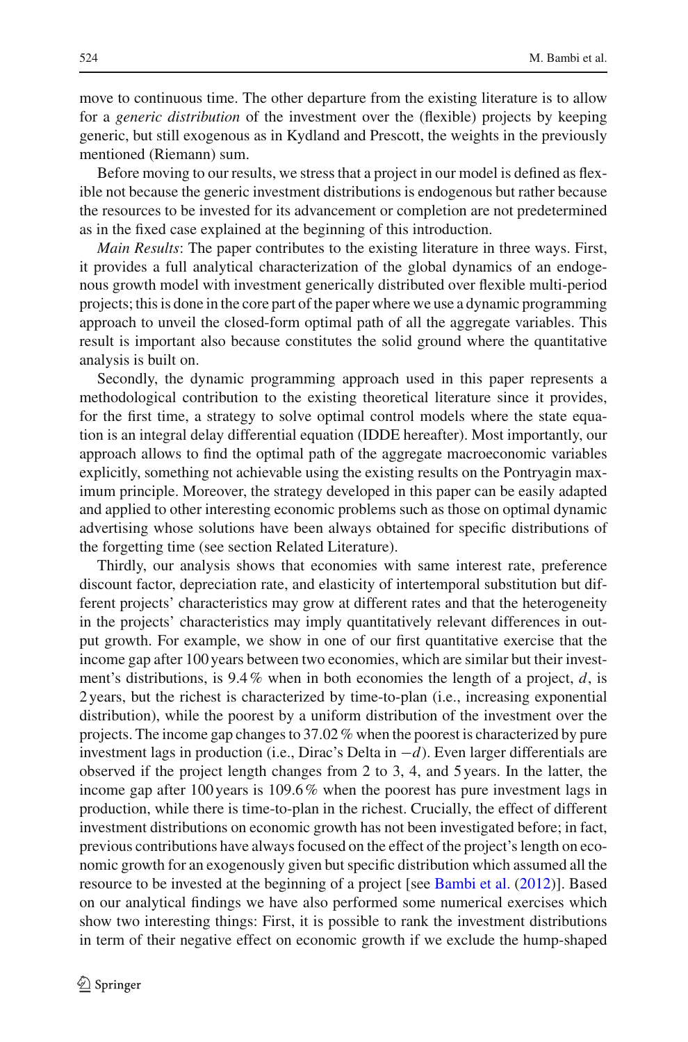move to continuous time. The other departure from the existing literature is to allow for a *generic distribution* of the investment over the (flexible) projects by keeping generic, but still exogenous as in Kydland and Prescott, the weights in the previously mentioned (Riemann) sum.

Before moving to our results, we stress that a project in our model is defined as flexible not because the generic investment distributions is endogenous but rather because the resources to be invested for its advancement or completion are not predetermined as in the fixed case explained at the beginning of this introduction.

*Main Results*: The paper contributes to the existing literature in three ways. First, it provides a full analytical characterization of the global dynamics of an endogenous growth model with investment generically distributed over flexible multi-period projects; this is done in the core part of the paper where we use a dynamic programming approach to unveil the closed-form optimal path of all the aggregate variables. This result is important also because constitutes the solid ground where the quantitative analysis is built on.

Secondly, the dynamic programming approach used in this paper represents a methodological contribution to the existing theoretical literature since it provides, for the first time, a strategy to solve optimal control models where the state equation is an integral delay differential equation (IDDE hereafter). Most importantly, our approach allows to find the optimal path of the aggregate macroeconomic variables explicitly, something not achievable using the existing results on the Pontryagin maximum principle. Moreover, the strategy developed in this paper can be easily adapted and applied to other interesting economic problems such as those on optimal dynamic advertising whose solutions have been always obtained for specific distributions of the forgetting time (see section Related Literature).

Thirdly, our analysis shows that economies with same interest rate, preference discount factor, depreciation rate, and elasticity of intertemporal substitution but different projects' characteristics may grow at different rates and that the heterogeneity in the projects' characteristics may imply quantitatively relevant differences in output growth. For example, we show in one of our first quantitative exercise that the income gap after 100 years between two economies, which are similar but their investment's distributions, is 9.4 % when in both economies the length of a project, $d$, is 2 years, but the richest is characterized by time-to-plan (i.e., increasing exponential distribution), while the poorest by a uniform distribution of the investment over the projects. The income gap changes to 37.02 % when the poorest is characterized by pure investment lags in production (i.e., Dirac's Delta in $-d$). Even larger differentials are observed if the project length changes from 2 to 3, 4, and 5 years. In the latter, the income gap after 100 years is 109.6 % when the poorest has pure investment lags in production, while there is time-to-plan in the richest. Crucially, the effect of different investment distributions on economic growth has not been investigated before; in fact, previous contributions have always focused on the effect of the project's length on economic growth for an exogenously given but specific distribution which assumed all the resource to be invested at the beginning of a project [see Bambi et al. (2012)]. Based on our analytical findings we have also performed some numerical exercises which show two interesting things: First, it is possible to rank the investment distributions in term of their negative effect on economic growth if we exclude the hump-shaped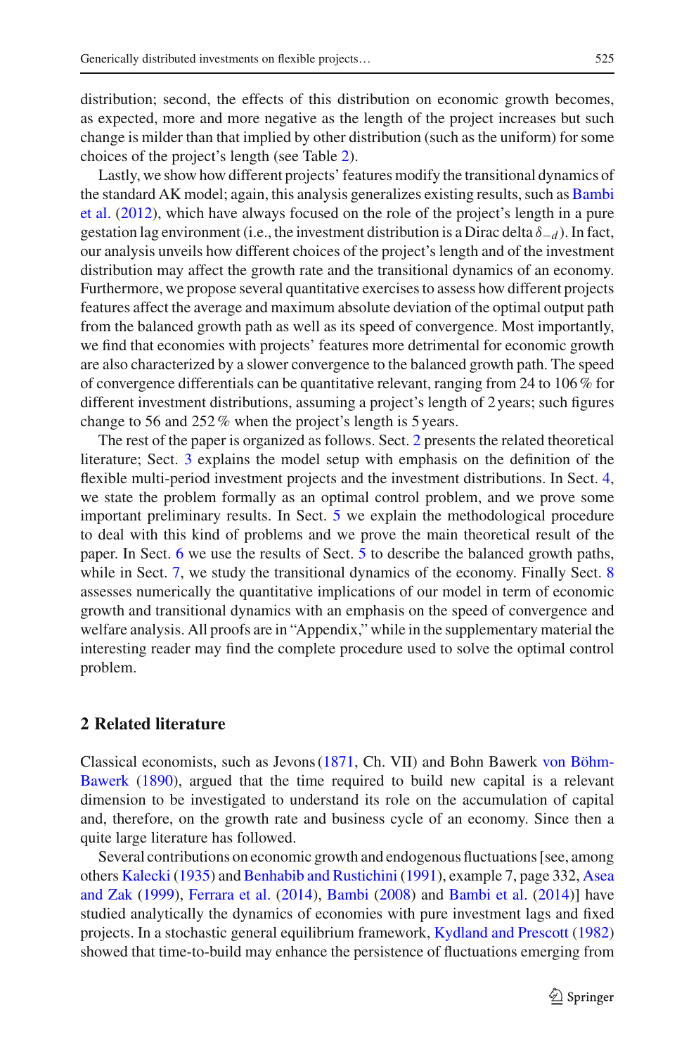distribution; second, the effects of this distribution on economic growth becomes, as expected, more and more negative as the length of the project increases but such change is milder than that implied by other distribution (such as the uniform) for some choices of the project's length (see Table 2).

Lastly, we show how different projects' features modify the transitional dynamics of the standard AK model; again, this analysis generalizes existing results, such as Bambi et al. (2012), which have always focused on the role of the project's length in a pure gestation lag environment (i.e., the investment distribution is a Dirac delta $\delta_{-d}$). In fact, our analysis unveils how different choices of the project's length and of the investment distribution may affect the growth rate and the transitional dynamics of an economy. Furthermore, we propose several quantitative exercises to assess how different projects features affect the average and maximum absolute deviation of the optimal output path from the balanced growth path as well as its speed of convergence. Most importantly, we find that economies with projects' features more detrimental for economic growth are also characterized by a slower convergence to the balanced growth path. The speed of convergence differentials can be quantitative relevant, ranging from 24 to 106 % for different investment distributions, assuming a project's length of 2 years; such figures change to 56 and 252 % when the project's length is 5 years.

The rest of the paper is organized as follows. Sect. 2 presents the related theoretical literature; Sect. 3 explains the model setup with emphasis on the definition of the flexible multi-period investment projects and the investment distributions. In Sect. 4, we state the problem formally as an optimal control problem, and we prove some important preliminary results. In Sect. 5 we explain the methodological procedure to deal with this kind of problems and we prove the main theoretical result of the paper. In Sect. 6 we use the results of Sect. 5 to describe the balanced growth paths, while in Sect. 7, we study the transitional dynamics of the economy. Finally Sect. 8 assesses numerically the quantitative implications of our model in term of economic growth and transitional dynamics with an emphasis on the speed of convergence and welfare analysis. All proofs are in "Appendix," while in the supplementary material the interesting reader may find the complete procedure used to solve the optimal control problem.

## 2 Related literature

Classical economists, such as Jevons (1871, Ch. VII) and Bohn Bawerk von Böhm-Bawerk (1890), argued that the time required to build new capital is a relevant dimension to be investigated to understand its role on the accumulation of capital and, therefore, on the growth rate and business cycle of an economy. Since then a quite large literature has followed.

Several contributions on economic growth and endogenous fluctuations [see, among others Kalecki (1935) and Benhabib and Rustichini (1991), example 7, page 332, Asea and Zak (1999), Ferrara et al. (2014), Bambi (2008) and Bambi et al. (2014)] have studied analytically the dynamics of economies with pure investment lags and fixed projects. In a stochastic general equilibrium framework, Kydland and Prescott (1982) showed that time-to-build may enhance the persistence of fluctuations emerging from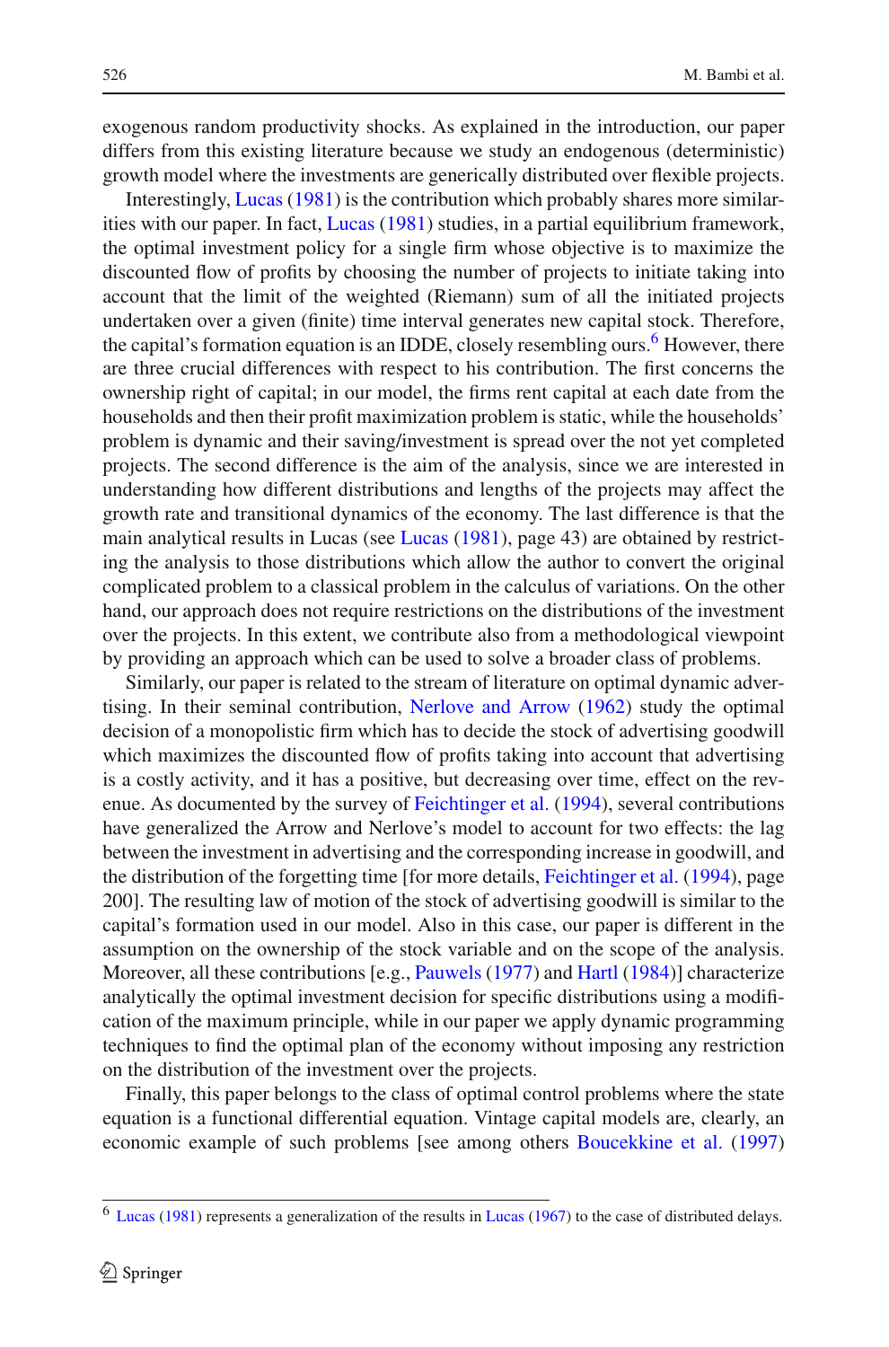exogenous random productivity shocks. As explained in the introduction, our paper differs from this existing literature because we study an endogenous (deterministic) growth model where the investments are generically distributed over flexible projects.

Interestingly, Lucas (1981) is the contribution which probably shares more similarities with our paper. In fact, Lucas (1981) studies, in a partial equilibrium framework, the optimal investment policy for a single firm whose objective is to maximize the discounted flow of profits by choosing the number of projects to initiate taking into account that the limit of the weighted (Riemann) sum of all the initiated projects undertaken over a given (finite) time interval generates new capital stock. Therefore, the capital's formation equation is an IDDE, closely resembling ours.[6] However, there are three crucial differences with respect to his contribution. The first concerns the ownership right of capital; in our model, the firms rent capital at each date from the households and then their profit maximization problem is static, while the households' problem is dynamic and their saving/investment is spread over the not yet completed projects. The second difference is the aim of the analysis, since we are interested in understanding how different distributions and lengths of the projects may affect the growth rate and transitional dynamics of the economy. The last difference is that the main analytical results in Lucas (see Lucas (1981), page 43) are obtained by restricting the analysis to those distributions which allow the author to convert the original complicated problem to a classical problem in the calculus of variations. On the other hand, our approach does not require restrictions on the distributions of the investment over the projects. In this extent, we contribute also from a methodological viewpoint by providing an approach which can be used to solve a broader class of problems.

Similarly, our paper is related to the stream of literature on optimal dynamic advertising. In their seminal contribution, Nerlove and Arrow (1962) study the optimal decision of a monopolistic firm which has to decide the stock of advertising goodwill which maximizes the discounted flow of profits taking into account that advertising is a costly activity, and it has a positive, but decreasing over time, effect on the revenue. As documented by the survey of Feichtinger et al. (1994), several contributions have generalized the Arrow and Nerlove's model to account for two effects: the lag between the investment in advertising and the corresponding increase in goodwill, and the distribution of the forgetting time [for more details, Feichtinger et al. (1994), page 200]. The resulting law of motion of the stock of advertising goodwill is similar to the capital's formation used in our model. Also in this case, our paper is different in the assumption on the ownership of the stock variable and on the scope of the analysis. Moreover, all these contributions [e.g., Pauwels (1977) and Hartl (1984)] characterize analytically the optimal investment decision for specific distributions using a modification of the maximum principle, while in our paper we apply dynamic programming techniques to find the optimal plan of the economy without imposing any restriction on the distribution of the investment over the projects.

Finally, this paper belongs to the class of optimal control problems where the state equation is a functional differential equation. Vintage capital models are, clearly, an economic example of such problems [see among others Boucekkine et al. (1997)

[6] Lucas (1981) represents a generalization of the results in Lucas (1967) to the case of distributed delays.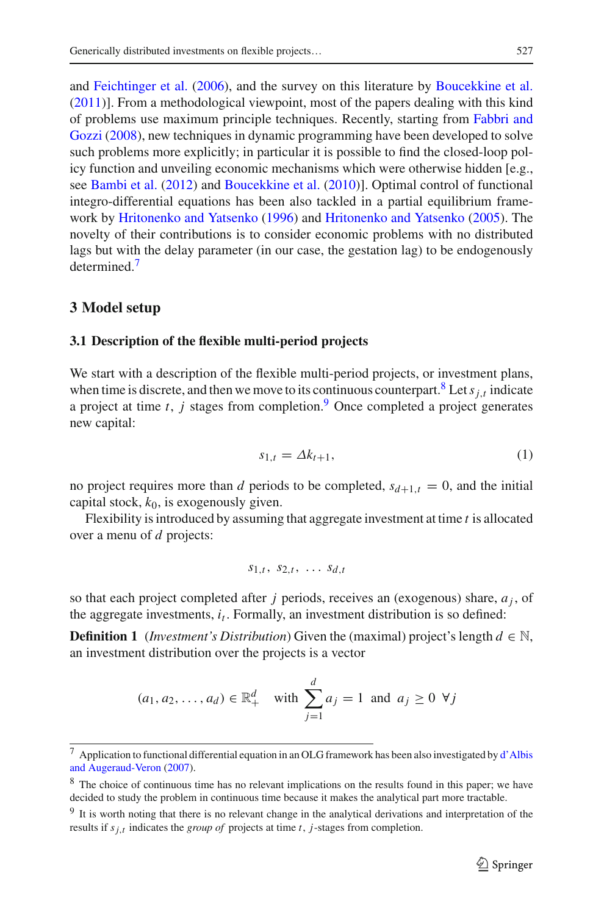and Feichtinger et al. (2006), and the survey on this literature by Boucekkine et al. (2011)]. From a methodological viewpoint, most of the papers dealing with this kind of problems use maximum principle techniques. Recently, starting from Fabbri and Gozzi (2008), new techniques in dynamic programming have been developed to solve such problems more explicitly; in particular it is possible to find the closed-loop policy function and unveiling economic mechanisms which were otherwise hidden [e.g., see Bambi et al. (2012) and Boucekkine et al. (2010)]. Optimal control of functional integro-differential equations has been also tackled in a partial equilibrium framework by Hritonenko and Yatsenko (1996) and Hritonenko and Yatsenko (2005). The novelty of their contributions is to consider economic problems with no distributed lags but with the delay parameter (in our case, the gestation lag) to be endogenously determined.[7]

## 3 Model setup

### 3.1 Description of the flexible multi-period projects

We start with a description of the flexible multi-period projects, or investment plans, when time is discrete, and then we move to its continuous counterpart.[8] Let $s_{j,t}$ indicate a project at time $t$, $j$ stages from completion.[9] Once completed a project generates new capital:

$$s_{1,t} = \Delta k_{t+1}, \tag{1}$$

no project requires more than $d$ periods to be completed, $s_{d+1,t} = 0$, and the initial capital stock, $k_0$, is exogenously given.

Flexibility is introduced by assuming that aggregate investment at time $t$ is allocated over a menu of $d$ projects:

$$s_{1,t},\ s_{2,t},\ \ldots\ s_{d,t}$$

so that each project completed after $j$ periods, receives an (exogenous) share, $a_j$, of the aggregate investments, $i_t$. Formally, an investment distribution is so defined:

**Definition 1** (*Investment's Distribution*) Given the (maximal) project's length $d \in \mathbb{N}$, an investment distribution over the projects is a vector

$$(a_1, a_2, \ldots, a_d) \in \mathbb{R}^d_+ \quad \text{with} \ \sum_{j=1}^{d} a_j = 1 \ \text{ and } \ a_j \geq 0 \ \forall j$$

---

[7] Application to functional differential equation in an OLG framework has been also investigated by d'Albis and Augeraud-Veron (2007).

[8] The choice of continuous time has no relevant implications on the results found in this paper; we have decided to study the problem in continuous time because it makes the analytical part more tractable.

[9] It is worth noting that there is no relevant change in the analytical derivations and interpretation of the results if $s_{j,t}$ indicates the *group of* projects at time $t$, $j$-stages from completion.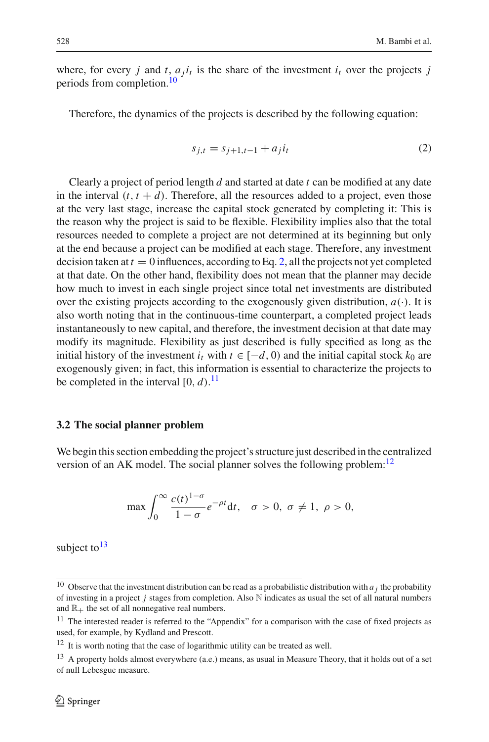where, for every $j$ and $t$, $a_j i_t$ is the share of the investment $i_t$ over the projects $j$ periods from completion.[10]

Therefore, the dynamics of the projects is described by the following equation:

$$s_{j,t} = s_{j+1,t-1} + a_j i_t \tag{2}$$

Clearly a project of period length $d$ and started at date $t$ can be modified at any date in the interval $(t, t+d)$. Therefore, all the resources added to a project, even those at the very last stage, increase the capital stock generated by completing it: This is the reason why the project is said to be flexible. Flexibility implies also that the total resources needed to complete a project are not determined at its beginning but only at the end because a project can be modified at each stage. Therefore, any investment decision taken at $t = 0$ influences, according to Eq. 2, all the projects not yet completed at that date. On the other hand, flexibility does not mean that the planner may decide how much to invest in each single project since total net investments are distributed over the existing projects according to the exogenously given distribution, $a(\cdot)$. It is also worth noting that in the continuous-time counterpart, a completed project leads instantaneously to new capital, and therefore, the investment decision at that date may modify its magnitude. Flexibility as just described is fully specified as long as the initial history of the investment $i_t$ with $t \in [-d, 0)$ and the initial capital stock $k_0$ are exogenously given; in fact, this information is essential to characterize the projects to be completed in the interval $[0, d)$.[11]

### 3.2 The social planner problem

We begin this section embedding the project's structure just described in the centralized version of an AK model. The social planner solves the following problem:[12]

$$\max \int_0^\infty \frac{c(t)^{1-\sigma}}{1-\sigma} e^{-\rho t} \mathrm{d}t, \quad \sigma > 0,\ \sigma \neq 1,\ \rho > 0,$$

subject to[13]

---

[10] Observe that the investment distribution can be read as a probabilistic distribution with $a_j$ the probability of investing in a project $j$ stages from completion. Also $\mathbb{N}$ indicates as usual the set of all natural numbers and $\mathbb{R}_+$ the set of all nonnegative real numbers.

[11] The interested reader is referred to the "Appendix" for a comparison with the case of fixed projects as used, for example, by Kydland and Prescott.

[12] It is worth noting that the case of logarithmic utility can be treated as well.

[13] A property holds almost everywhere (a.e.) means, as usual in Measure Theory, that it holds out of a set of null Lebesgue measure.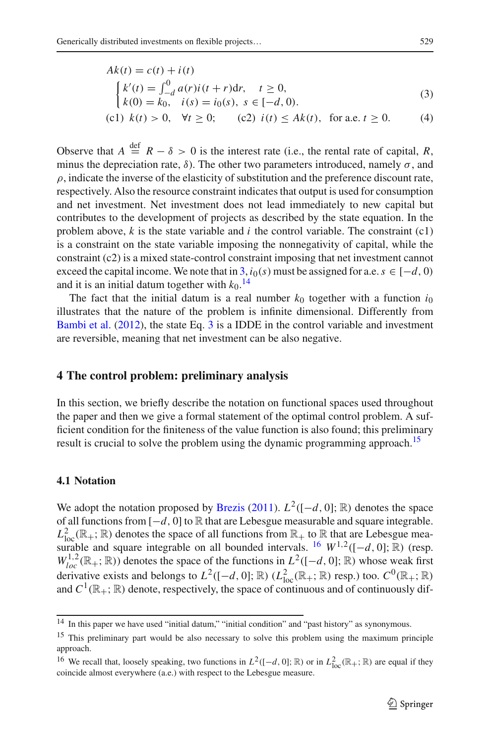$$Ak(t) = c(t) + i(t)$$

$$\begin{cases} k'(t) = \int_{-d}^{0} a(r)i(t+r)\mathrm{d}r, & t \geq 0, \\ k(0) = k_0, \quad i(s) = i_0(s), \ s \in [-d, 0). \end{cases} \tag{3}$$

$$\text{(c1)} \ \ k(t) > 0, \quad \forall t \geq 0; \qquad \text{(c2)} \ \ i(t) \leq Ak(t), \quad \text{for a.e. } t \geq 0. \tag{4}$$

Observe that $A \stackrel{\text{def}}{=} R - \delta > 0$ is the interest rate (i.e., the rental rate of capital, $R$, minus the depreciation rate, $\delta$). The other two parameters introduced, namely $\sigma$, and $\rho$, indicate the inverse of the elasticity of substitution and the preference discount rate, respectively. Also the resource constraint indicates that output is used for consumption and net investment. Net investment does not lead immediately to new capital but contributes to the development of projects as described by the state equation. In the problem above, $k$ is the state variable and $i$ the control variable. The constraint (c1) is a constraint on the state variable imposing the nonnegativity of capital, while the constraint (c2) is a mixed state-control constraint imposing that net investment cannot exceed the capital income. We note that in 3, $i_0(s)$ must be assigned for a.e. $s \in [-d, 0)$ and it is an initial datum together with $k_0$.[14]

The fact that the initial datum is a real number $k_0$ together with a function $i_0$ illustrates that the nature of the problem is infinite dimensional. Differently from Bambi et al. (2012), the state Eq. 3 is a IDDE in the control variable and investment are reversible, meaning that net investment can be also negative.

## 4 The control problem: preliminary analysis

In this section, we briefly describe the notation on functional spaces used throughout the paper and then we give a formal statement of the optimal control problem. A sufficient condition for the finiteness of the value function is also found; this preliminary result is crucial to solve the problem using the dynamic programming approach.[15]

### 4.1 Notation

We adopt the notation proposed by Brezis (2011). $L^2([-d, 0]; \mathbb{R})$ denotes the space of all functions from $[-d, 0]$ to $\mathbb{R}$ that are Lebesgue measurable and square integrable. $L^2_{\text{loc}}(\mathbb{R}_+; \mathbb{R})$ denotes the space of all functions from $\mathbb{R}_+$ to $\mathbb{R}$ that are Lebesgue measurable and square integrable on all bounded intervals. [16] $W^{1,2}([-d, 0]; \mathbb{R})$ (resp. $W^{1,2}_{loc}(\mathbb{R}_+; \mathbb{R})$) denotes the space of the functions in $L^2([-d, 0]; \mathbb{R})$ whose weak first derivative exists and belongs to $L^2([-d, 0]; \mathbb{R})$ ($L^2_{\text{loc}}(\mathbb{R}_+; \mathbb{R})$ resp.) too. $C^0(\mathbb{R}_+; \mathbb{R})$ and $C^1(\mathbb{R}_+; \mathbb{R})$ denote, respectively, the space of continuous and of continuously dif-

---

[14] In this paper we have used "initial datum," "initial condition" and "past history" as synonymous.

[15] This preliminary part would be also necessary to solve this problem using the maximum principle approach.

[16] We recall that, loosely speaking, two functions in $L^2([-d, 0]; \mathbb{R})$ or in $L^2_{\text{loc}}(\mathbb{R}_+; \mathbb{R})$ are equal if they coincide almost everywhere (a.e.) with respect to the Lebesgue measure.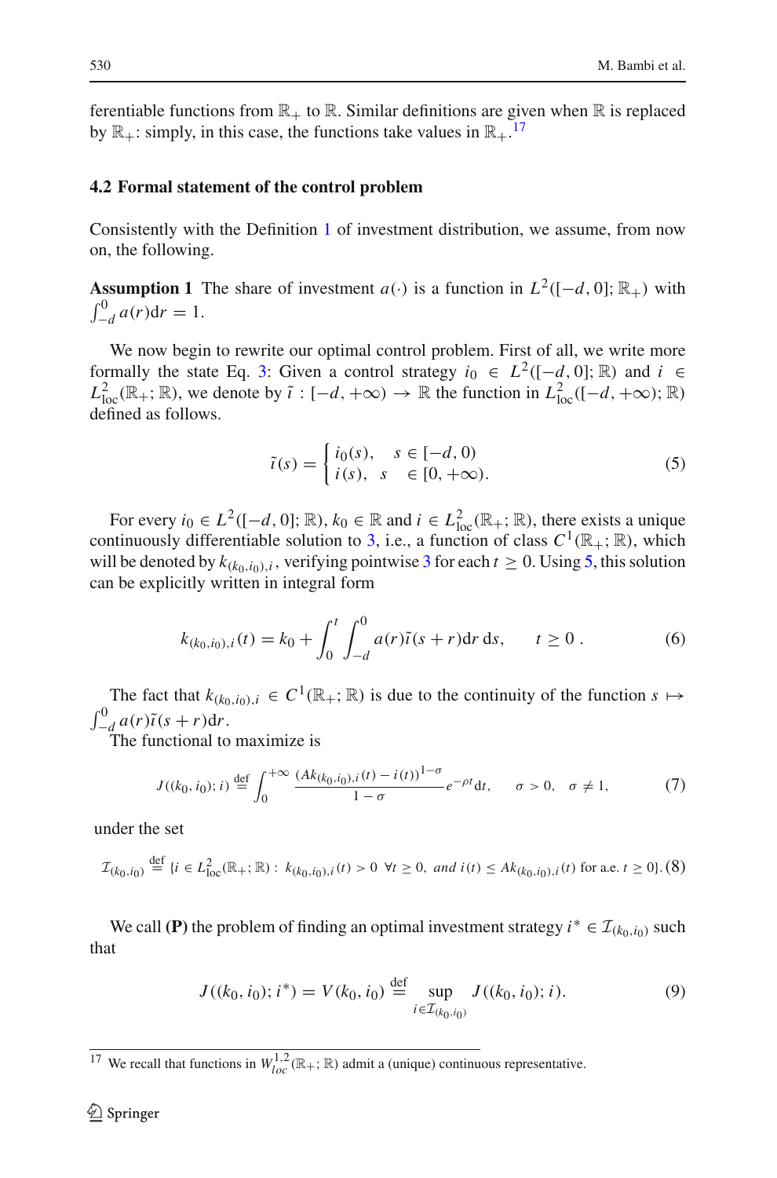ferentiable functions from $\mathbb{R}_+$ to $\mathbb{R}$. Similar definitions are given when $\mathbb{R}$ is replaced by $\mathbb{R}_+$: simply, in this case, the functions take values in $\mathbb{R}_+$.[17]

### 4.2 Formal statement of the control problem

Consistently with the Definition 1 of investment distribution, we assume, from now on, the following.

**Assumption 1** The share of investment $a(\cdot)$ is a function in $L^2([-d, 0]; \mathbb{R}_+)$ with $\int_{-d}^{0} a(r)\mathrm{d}r = 1$.

We now begin to rewrite our optimal control problem. First of all, we write more formally the state Eq. 3: Given a control strategy $i_0 \in L^2([-d, 0]; \mathbb{R})$ and $i \in L^2_{\text{loc}}(\mathbb{R}_+; \mathbb{R})$, we denote by $\tilde{\imath} : [-d, +\infty) \to \mathbb{R}$ the function in $L^2_{\text{loc}}([-d, +\infty); \mathbb{R})$ defined as follows.

$$
\tilde{\imath}(s) = \begin{cases} i_0(s), & s \in [-d, 0) \\ i(s), & s \in [0, +\infty). \end{cases} \tag{5}
$$

For every $i_0 \in L^2([-d, 0]; \mathbb{R})$, $k_0 \in \mathbb{R}$ and $i \in L^2_{\text{loc}}(\mathbb{R}_+; \mathbb{R})$, there exists a unique continuously differentiable solution to 3, i.e., a function of class $C^1(\mathbb{R}_+; \mathbb{R})$, which will be denoted by $k_{(k_0,i_0),i}$, verifying pointwise 3 for each $t \geq 0$. Using 5, this solution can be explicitly written in integral form

$$
k_{(k_0,i_0),i}(t) = k_0 + \int_0^t \int_{-d}^0 a(r)\tilde{\imath}(s + r)\mathrm{d}r\, \mathrm{d}s, \qquad t \geq 0\, . \tag{6}
$$

The fact that $k_{(k_0,i_0),i} \in C^1(\mathbb{R}_+; \mathbb{R})$ is due to the continuity of the function $s \mapsto \int_{-d}^0 a(r)\tilde{\imath}(s + r)\mathrm{d}r$.

The functional to maximize is

$$
J((k_0, i_0); i) \overset{\text{def}}{=} \int_0^{+\infty} \frac{\left(Ak_{(k_0,i_0),i}(t) - i(t)\right)^{1-\sigma}}{1 - \sigma} e^{-\rho t}\mathrm{d}t, \qquad \sigma > 0, \quad \sigma \neq 1, \tag{7}
$$

under the set

$$
\mathcal{I}_{(k_0,i_0)} \overset{\text{def}}{=} \{i \in L^2_{\text{loc}}(\mathbb{R}_+; \mathbb{R}) : \; k_{(k_0,i_0),i}(t) > 0 \;\; \forall t \geq 0, \; \textit{and} \; i(t) \leq Ak_{(k_0,i_0),i}(t) \text{ for a.e. } t \geq 0\}. \tag{8}
$$

We call **(P)** the problem of finding an optimal investment strategy $i^* \in \mathcal{I}_{(k_0,i_0)}$ such that

$$
J((k_0, i_0); i^*) = V(k_0, i_0) \overset{\text{def}}{=} \sup_{i \in \mathcal{I}_{(k_0,i_0)}} J((k_0, i_0); i). \tag{9}
$$

[17] We recall that functions in $W^{1,2}_{loc}(\mathbb{R}_+; \mathbb{R})$ admit a (unique) continuous representative.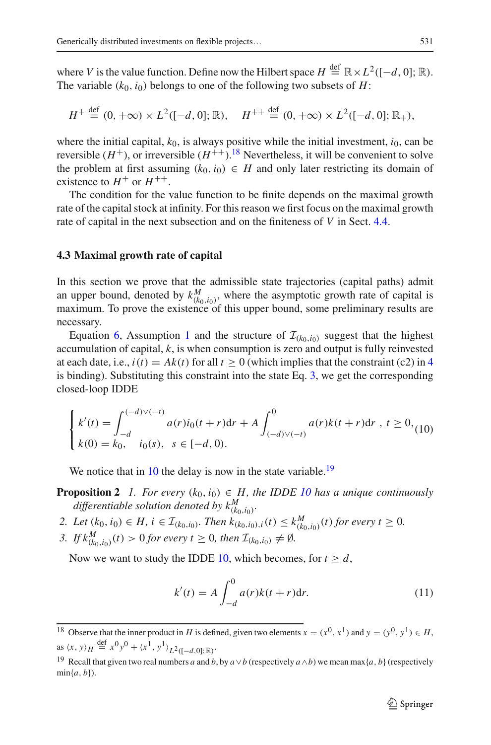where $V$ is the value function. Define now the Hilbert space $H \stackrel{\text{def}}{=} \mathbb{R} \times L^2([-d, 0]; \mathbb{R})$. The variable $(k_0, i_0)$ belongs to one of the following two subsets of $H$:

$$H^+ \stackrel{\text{def}}{=} (0, +\infty) \times L^2([-d, 0]; \mathbb{R}), \qquad H^{++} \stackrel{\text{def}}{=} (0, +\infty) \times L^2([-d, 0]; \mathbb{R}_+),$$

where the initial capital, $k_0$, is always positive while the initial investment, $i_0$, can be reversible ($H^+$), or irreversible ($H^{++}$).[18] Nevertheless, it will be convenient to solve the problem at first assuming $(k_0, i_0) \in H$ and only later restricting its domain of existence to $H^+$ or $H^{++}$.

The condition for the value function to be finite depends on the maximal growth rate of the capital stock at infinity. For this reason we first focus on the maximal growth rate of capital in the next subsection and on the finiteness of $V$ in Sect. 4.4.

### 4.3 Maximal growth rate of capital

In this section we prove that the admissible state trajectories (capital paths) admit an upper bound, denoted by $k^M_{(k_0,i_0)}$, where the asymptotic growth rate of capital is maximum. To prove the existence of this upper bound, some preliminary results are necessary.

Equation 6, Assumption 1 and the structure of $\mathcal{I}_{(k_0,i_0)}$ suggest that the highest accumulation of capital, $k$, is when consumption is zero and output is fully reinvested at each date, i.e., $i(t) = Ak(t)$ for all $t \geq 0$ (which implies that the constraint (c2) in 4 is binding). Substituting this constraint into the state Eq. 3, we get the corresponding closed-loop IDDE

$$\begin{cases} k'(t) = \displaystyle\int_{-d}^{(-d)\vee(-t)} a(r) i_0(t+r)\mathrm{d}r + A \int_{(-d)\vee(-t)}^{0} a(r) k(t+r)\mathrm{d}r \ , \ t \geq 0, \\ k(0) = k_0, \quad i_0(s), \quad s \in [-d, 0). \end{cases} \tag{10}$$

We notice that in 10 the delay is now in the state variable.[19]

**Proposition 2** *1. For every $(k_0, i_0) \in H$, the IDDE 10 has a unique continuously differentiable solution denoted by $k^M_{(k_0,i_0)}$.*

*2. Let $(k_0, i_0) \in H$, $i \in \mathcal{I}_{(k_0,i_0)}$. Then $k_{(k_0,i_0),i}(t) \leq k^M_{(k_0,i_0)}(t)$ for every $t \geq 0$.*

*3. If $k^M_{(k_0,i_0)}(t) > 0$ for every $t \geq 0$, then $\mathcal{I}_{(k_0,i_0)} \neq \emptyset$.*

Now we want to study the IDDE 10, which becomes, for $t \geq d$,

$$k'(t) = A \int_{-d}^{0} a(r) k(t+r)\mathrm{d}r. \tag{11}$$

[18] Observe that the inner product in $H$ is defined, given two elements $x = (x^0, x^1)$ and $y = (y^0, y^1) \in H$, as $\langle x, y \rangle_H \stackrel{\text{def}}{=} x^0 y^0 + \langle x^1, y^1 \rangle_{L^2([-d,0];\mathbb{R})}$.

[19] Recall that given two real numbers $a$ and $b$, by $a \vee b$ (respectively $a \wedge b$) we mean $\max\{a, b\}$ (respectively $\min\{a, b\}$).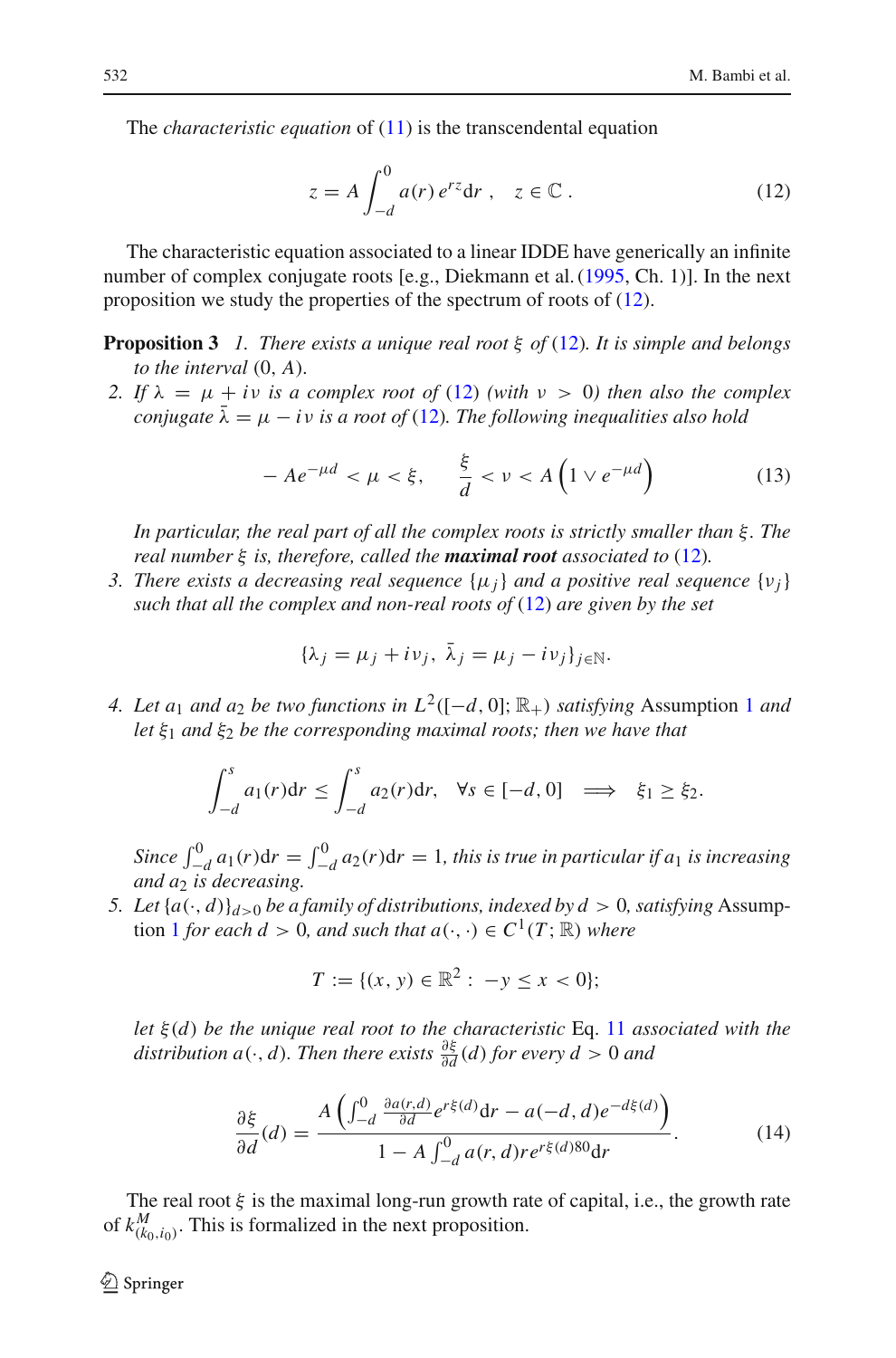The *characteristic equation* of (11) is the transcendental equation

$$z = A \int_{-d}^{0} a(r)\, e^{rz} \mathrm{d}r\ , \quad z \in \mathbb{C}\ . \tag{12}$$

The characteristic equation associated to a linear IDDE have generically an infinite number of complex conjugate roots [e.g., Diekmann et al. (1995, Ch. 1)]. In the next proposition we study the properties of the spectrum of roots of (12).

**Proposition 3** *1. There exists a unique real root $\xi$ of (12). It is simple and belongs to the interval $(0, A)$.*

*2. If $\lambda = \mu + i\nu$ is a complex root of (12) (with $\nu > 0$) then also the complex conjugate $\bar{\lambda} = \mu - i\nu$ is a root of (12). The following inequalities also hold*

$$-Ae^{-\mu d} < \mu < \xi, \qquad \frac{\xi}{d} < \nu < A\left(1 \vee e^{-\mu d}\right) \tag{13}$$

*In particular, the real part of all the complex roots is strictly smaller than $\xi$. The real number $\xi$ is, therefore, called the **maximal root** associated to (12).*

*3. There exists a decreasing real sequence $\{\mu_j\}$ and a positive real sequence $\{\nu_j\}$ such that all the complex and non-real roots of (12) are given by the set*

$$\{\lambda_j = \mu_j + i\nu_j,\ \bar{\lambda}_j = \mu_j - i\nu_j\}_{j \in \mathbb{N}}.$$

*4. Let $a_1$ and $a_2$ be two functions in $L^2([-d, 0]; \mathbb{R}_+)$ satisfying* Assumption 1 *and let $\xi_1$ and $\xi_2$ be the corresponding maximal roots; then we have that*

$$\int_{-d}^{s} a_1(r)\mathrm{d}r \le \int_{-d}^{s} a_2(r)\mathrm{d}r, \quad \forall s \in [-d, 0] \implies \xi_1 \ge \xi_2.$$

*Since $\int_{-d}^{0} a_1(r)\mathrm{d}r = \int_{-d}^{0} a_2(r)\mathrm{d}r = 1$, this is true in particular if $a_1$ is increasing and $a_2$ is decreasing.*

*5. Let $\{a(\cdot, d)\}_{d>0}$ be a family of distributions, indexed by $d > 0$, satisfying* Assumption 1 *for each $d > 0$, and such that $a(\cdot,\cdot) \in C^1(T; \mathbb{R})$ where*

$$T := \{(x, y) \in \mathbb{R}^2 :\ -y \le x < 0\};$$

*let $\xi(d)$ be the unique real root to the characteristic* Eq. 11 *associated with the distribution $a(\cdot, d)$. Then there exists $\frac{\partial \xi}{\partial d}(d)$ for every $d > 0$ and*

$$\frac{\partial \xi}{\partial d}(d) = \frac{A\left(\int_{-d}^{0} \frac{\partial a(r,d)}{\partial d} e^{r\xi(d)}\mathrm{d}r - a(-d, d)e^{-d\xi(d)}\right)}{1 - A\int_{-d}^{0} a(r, d) r e^{r\xi(d)80}\mathrm{d}r}. \tag{14}$$

The real root $\xi$ is the maximal long-run growth rate of capital, i.e., the growth rate of $k^M_{(k_0,i_0)}$. This is formalized in the next proposition.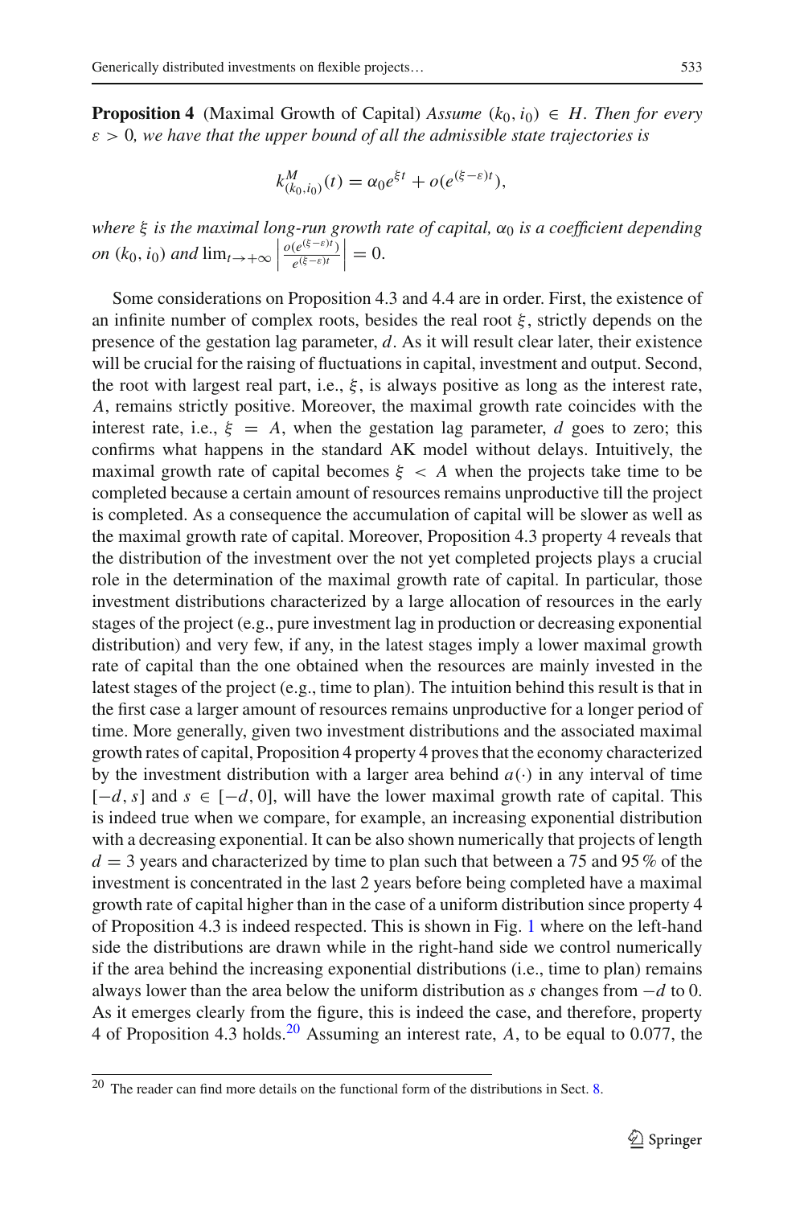**Proposition 4** (Maximal Growth of Capital) *Assume* $(k_0, i_0) \in H$. *Then for every* $\varepsilon > 0$*, we have that the upper bound of all the admissible state trajectories is*

$$k^M_{(k_0,i_0)}(t) = \alpha_0 e^{\xi t} + o(e^{(\xi - \varepsilon)t}),$$

*where* $\xi$ *is the maximal long-run growth rate of capital,* $\alpha_0$ *is a coefficient depending on* $(k_0, i_0)$ *and* $\lim_{t \to +\infty} \left| \frac{o(e^{(\xi-\varepsilon)t})}{e^{(\xi-\varepsilon)t}} \right| = 0$.

Some considerations on Proposition 4.3 and 4.4 are in order. First, the existence of an infinite number of complex roots, besides the real root $\xi$, strictly depends on the presence of the gestation lag parameter, $d$. As it will result clear later, their existence will be crucial for the raising of fluctuations in capital, investment and output. Second, the root with largest real part, i.e., $\xi$, is always positive as long as the interest rate, $A$, remains strictly positive. Moreover, the maximal growth rate coincides with the interest rate, i.e., $\xi = A$, when the gestation lag parameter, $d$ goes to zero; this confirms what happens in the standard AK model without delays. Intuitively, the maximal growth rate of capital becomes $\xi < A$ when the projects take time to be completed because a certain amount of resources remains unproductive till the project is completed. As a consequence the accumulation of capital will be slower as well as the maximal growth rate of capital. Moreover, Proposition 4.3 property 4 reveals that the distribution of the investment over the not yet completed projects plays a crucial role in the determination of the maximal growth rate of capital. In particular, those investment distributions characterized by a large allocation of resources in the early stages of the project (e.g., pure investment lag in production or decreasing exponential distribution) and very few, if any, in the latest stages imply a lower maximal growth rate of capital than the one obtained when the resources are mainly invested in the latest stages of the project (e.g., time to plan). The intuition behind this result is that in the first case a larger amount of resources remains unproductive for a longer period of time. More generally, given two investment distributions and the associated maximal growth rates of capital, Proposition 4 property 4 proves that the economy characterized by the investment distribution with a larger area behind $a(\cdot)$ in any interval of time $[-d, s]$ and $s \in [-d, 0]$, will have the lower maximal growth rate of capital. This is indeed true when we compare, for example, an increasing exponential distribution with a decreasing exponential. It can be also shown numerically that projects of length $d = 3$ years and characterized by time to plan such that between a 75 and 95 % of the investment is concentrated in the last 2 years before being completed have a maximal growth rate of capital higher than in the case of a uniform distribution since property 4 of Proposition 4.3 is indeed respected. This is shown in Fig. 1 where on the left-hand side the distributions are drawn while in the right-hand side we control numerically if the area behind the increasing exponential distributions (i.e., time to plan) remains always lower than the area below the uniform distribution as $s$ changes from $-d$ to 0. As it emerges clearly from the figure, this is indeed the case, and therefore, property 4 of Proposition 4.3 holds.[20] Assuming an interest rate, $A$, to be equal to 0.077, the

[20] The reader can find more details on the functional form of the distributions in Sect. 8.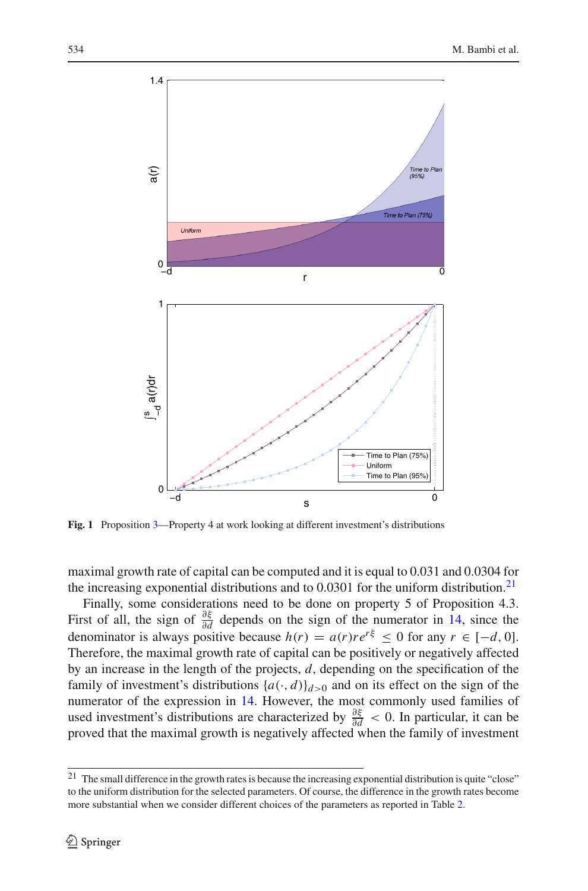**Fig. 1** Proposition 3—Property 4 at work looking at different investment's distributions

maximal growth rate of capital can be computed and it is equal to 0.031 and 0.0304 for the increasing exponential distributions and to 0.0301 for the uniform distribution.[21]

Finally, some considerations need to be done on property 5 of Proposition 4.3. First of all, the sign of $\frac{\partial \xi}{\partial d}$ depends on the sign of the numerator in 14, since the denominator is always positive because $h(r) = a(r)re^{r\xi} \leq 0$ for any $r \in [-d, 0]$. Therefore, the maximal growth rate of capital can be positively or negatively affected by an increase in the length of the projects, $d$, depending on the specification of the family of investment's distributions $\{a(\cdot, d)\}_{d>0}$ and on its effect on the sign of the numerator of the expression in 14. However, the most commonly used families of used investment's distributions are characterized by $\frac{\partial \xi}{\partial d} < 0$. In particular, it can be proved that the maximal growth is negatively affected when the family of investment

[21] The small difference in the growth rates is because the increasing exponential distribution is quite "close" to the uniform distribution for the selected parameters. Of course, the difference in the growth rates become more substantial when we consider different choices of the parameters as reported in Table 2.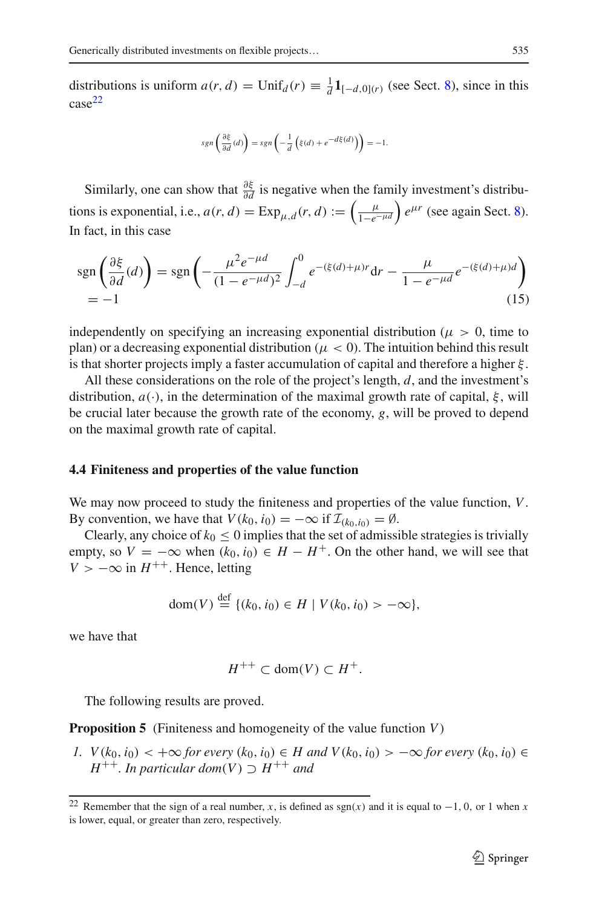distributions is uniform $a(r, d) = \text{Unif}_d(r) \equiv \frac{1}{d}\mathbf{1}_{[-d,0]}(r)$ (see Sect. 8), since in this case[22]

$$sgn\left(\frac{\partial \xi}{\partial d}(d)\right) = sgn\left(-\frac{1}{d}\left(\xi(d) + e^{-d\xi(d)}\right)\right) = -1.$$

Similarly, one can show that $\frac{\partial \xi}{\partial d}$ is negative when the family investment's distributions is exponential, i.e., $a(r, d) = \text{Exp}_{\mu,d}(r, d) := \left(\frac{\mu}{1-e^{-\mu d}}\right) e^{\mu r}$ (see again Sect. 8). In fact, in this case

$$\begin{aligned} \text{sgn}\left(\frac{\partial \xi}{\partial d}(d)\right) &= \text{sgn}\left(-\frac{\mu^2 e^{-\mu d}}{(1-e^{-\mu d})^2}\int_{-d}^{0} e^{-(\xi(d)+\mu)r}\text{d}r - \frac{\mu}{1-e^{-\mu d}}e^{-(\xi(d)+\mu)d}\right) \\ &= -1 \end{aligned} \tag{15}$$

independently on specifying an increasing exponential distribution ($\mu > 0$, time to plan) or a decreasing exponential distribution ($\mu < 0$). The intuition behind this result is that shorter projects imply a faster accumulation of capital and therefore a higher $\xi$.

All these considerations on the role of the project's length, $d$, and the investment's distribution, $a(\cdot)$, in the determination of the maximal growth rate of capital, $\xi$, will be crucial later because the growth rate of the economy, $g$, will be proved to depend on the maximal growth rate of capital.

### 4.4 Finiteness and properties of the value function

We may now proceed to study the finiteness and properties of the value function, $V$. By convention, we have that $V(k_0, i_0) = -\infty$ if $\mathcal{I}_{(k_0,i_0)} = \emptyset$.

Clearly, any choice of $k_0 \leq 0$ implies that the set of admissible strategies is trivially empty, so $V = -\infty$ when $(k_0, i_0) \in H - H^+$. On the other hand, we will see that $V > -\infty$ in $H^{++}$. Hence, letting

$$\text{dom}(V) \stackrel{\text{def}}{=} \{(k_0, i_0) \in H \mid V(k_0, i_0) > -\infty\},$$

we have that

$$H^{++} \subset \text{dom}(V) \subset H^+.$$

The following results are proved.

**Proposition 5** (Finiteness and homogeneity of the value function $V$)

1. *$V(k_0, i_0) < +\infty$ for every $(k_0, i_0) \in H$ and $V(k_0, i_0) > -\infty$ for every $(k_0, i_0) \in H^{++}$. In particular dom$(V) \supset H^{++}$ and*

[22] Remember that the sign of a real number, $x$, is defined as sgn$(x)$ and it is equal to $-1$, 0, or 1 when $x$ is lower, equal, or greater than zero, respectively.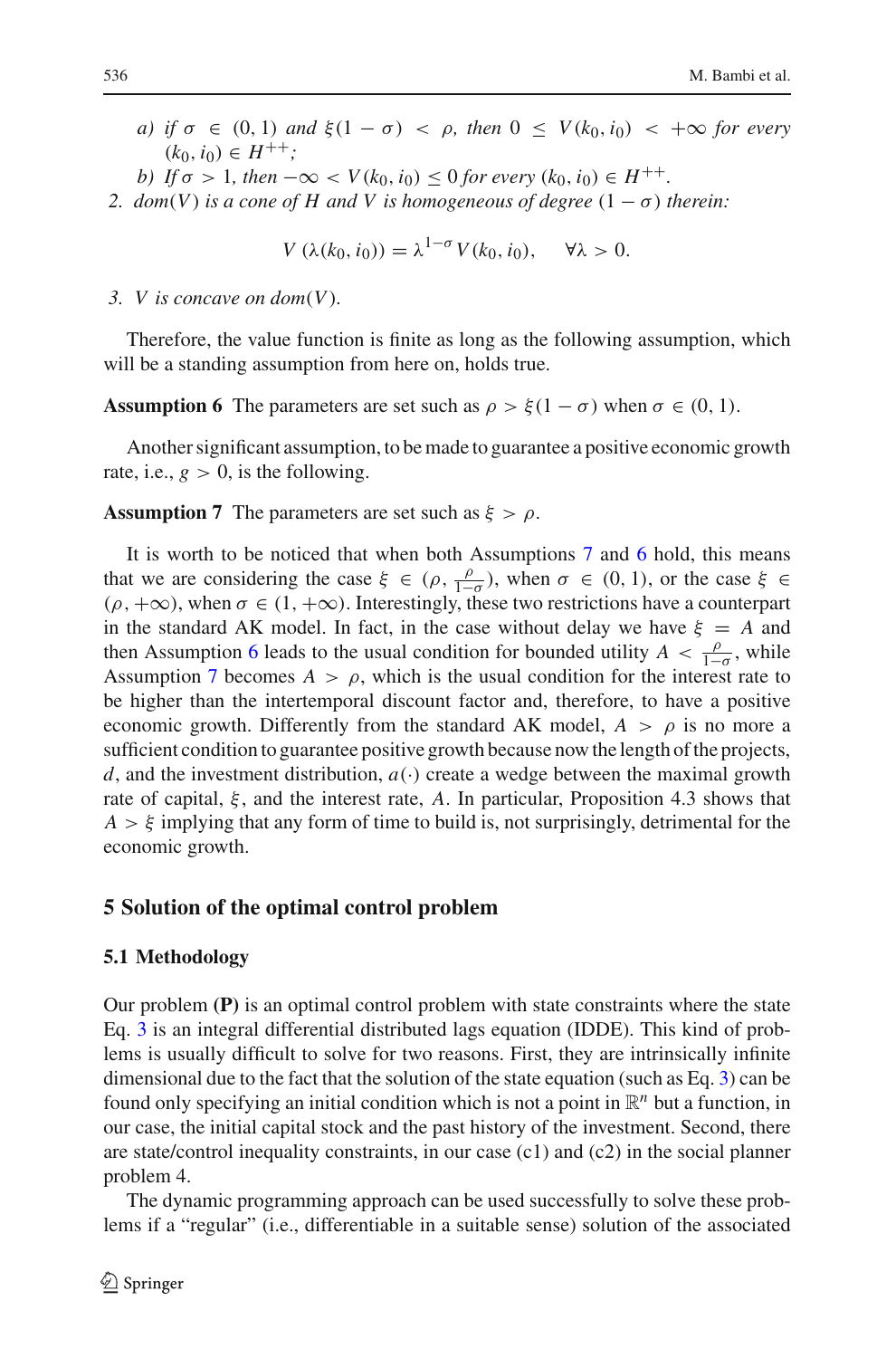*a) if* $\sigma \in (0, 1)$ *and* $\xi(1-\sigma) < \rho$*, then* $0 \leq V(k_0, i_0) < +\infty$ *for every* $(k_0, i_0) \in H^{++}$*;*

   *b) If* $\sigma > 1$*, then* $-\infty < V(k_0, i_0) \leq 0$ *for every* $(k_0, i_0) \in H^{++}$*.*

2. *dom*$(V)$ *is a cone of* $H$ *and* $V$ *is homogeneous of degree* $(1-\sigma)$ *therein:*

$$V(\lambda(k_0, i_0)) = \lambda^{1-\sigma} V(k_0, i_0), \quad \forall \lambda > 0.$$

3. $V$ *is concave on dom*$(V)$*.*

Therefore, the value function is finite as long as the following assumption, which will be a standing assumption from here on, holds true.

**Assumption 6** The parameters are set such as $\rho > \xi(1-\sigma)$ when $\sigma \in (0, 1)$.

Another significant assumption, to be made to guarantee a positive economic growth rate, i.e., $g > 0$, is the following.

**Assumption 7** The parameters are set such as $\xi > \rho$.

It is worth to be noticed that when both Assumptions 7 and 6 hold, this means that we are considering the case $\xi \in (\rho, \frac{\rho}{1-\sigma})$, when $\sigma \in (0, 1)$, or the case $\xi \in (\rho, +\infty)$, when $\sigma \in (1, +\infty)$. Interestingly, these two restrictions have a counterpart in the standard AK model. In fact, in the case without delay we have $\xi = A$ and then Assumption 6 leads to the usual condition for bounded utility $A < \frac{\rho}{1-\sigma}$, while Assumption 7 becomes $A > \rho$, which is the usual condition for the interest rate to be higher than the intertemporal discount factor and, therefore, to have a positive economic growth. Differently from the standard AK model, $A > \rho$ is no more a sufficient condition to guarantee positive growth because now the length of the projects, $d$, and the investment distribution, $a(\cdot)$ create a wedge between the maximal growth rate of capital, $\xi$, and the interest rate, $A$. In particular, Proposition 4.3 shows that $A > \xi$ implying that any form of time to build is, not surprisingly, detrimental for the economic growth.

## 5 Solution of the optimal control problem

### 5.1 Methodology

Our problem **(P)** is an optimal control problem with state constraints where the state Eq. 3 is an integral differential distributed lags equation (IDDE). This kind of problems is usually difficult to solve for two reasons. First, they are intrinsically infinite dimensional due to the fact that the solution of the state equation (such as Eq. 3) can be found only specifying an initial condition which is not a point in $\mathbb{R}^n$ but a function, in our case, the initial capital stock and the past history of the investment. Second, there are state/control inequality constraints, in our case (c1) and (c2) in the social planner problem 4.

The dynamic programming approach can be used successfully to solve these problems if a "regular" (i.e., differentiable in a suitable sense) solution of the associated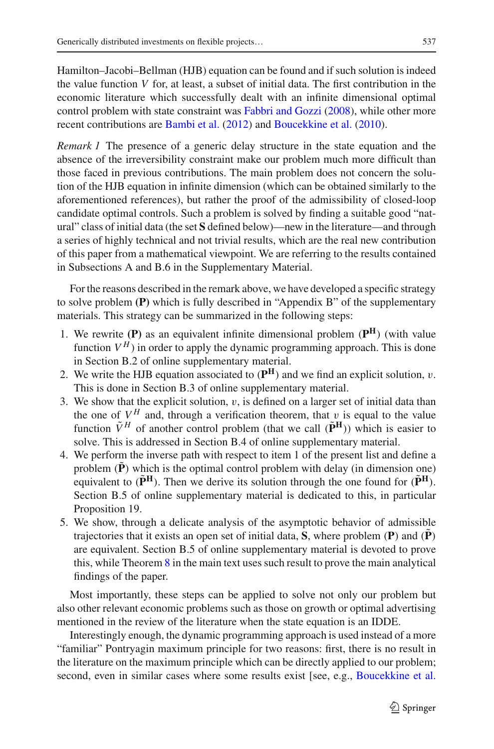Hamilton–Jacobi–Bellman (HJB) equation can be found and if such solution is indeed the value function $V$ for, at least, a subset of initial data. The first contribution in the economic literature which successfully dealt with an infinite dimensional optimal control problem with state constraint was Fabbri and Gozzi (2008), while other more recent contributions are Bambi et al. (2012) and Boucekkine et al. (2010).

*Remark 1* The presence of a generic delay structure in the state equation and the absence of the irreversibility constraint make our problem much more difficult than those faced in previous contributions. The main problem does not concern the solution of the HJB equation in infinite dimension (which can be obtained similarly to the aforementioned references), but rather the proof of the admissibility of closed-loop candidate optimal controls. Such a problem is solved by finding a suitable good "natural" class of initial data (the set **S** defined below)—new in the literature—and through a series of highly technical and not trivial results, which are the real new contribution of this paper from a mathematical viewpoint. We are referring to the results contained in Subsections A and B.6 in the Supplementary Material.

For the reasons described in the remark above, we have developed a specific strategy to solve problem **(P)** which is fully described in "Appendix B" of the supplementary materials. This strategy can be summarized in the following steps:

1. We rewrite **(P)** as an equivalent infinite dimensional problem ($\mathbf{P^H}$) (with value function $V^H$) in order to apply the dynamic programming approach. This is done in Section B.2 of online supplementary material.
2. We write the HJB equation associated to ($\mathbf{P^H}$) and we find an explicit solution, $v$. This is done in Section B.3 of online supplementary material.
3. We show that the explicit solution, $v$, is defined on a larger set of initial data than the one of $V^H$ and, through a verification theorem, that $v$ is equal to the value function $\tilde{V}^H$ of another control problem (that we call ($\mathbf{\tilde{P}^H}$)) which is easier to solve. This is addressed in Section B.4 of online supplementary material.
4. We perform the inverse path with respect to item 1 of the present list and define a problem ($\mathbf{\tilde{P}}$) which is the optimal control problem with delay (in dimension one) equivalent to ($\mathbf{\tilde{P}^H}$). Then we derive its solution through the one found for ($\mathbf{\tilde{P}^H}$). Section B.5 of online supplementary material is dedicated to this, in particular Proposition 19.
5. We show, through a delicate analysis of the asymptotic behavior of admissible trajectories that it exists an open set of initial data, **S**, where problem (**P**) and ($\mathbf{\tilde{P}}$) are equivalent. Section B.5 of online supplementary material is devoted to prove this, while Theorem 8 in the main text uses such result to prove the main analytical findings of the paper.

Most importantly, these steps can be applied to solve not only our problem but also other relevant economic problems such as those on growth or optimal advertising mentioned in the review of the literature when the state equation is an IDDE.

Interestingly enough, the dynamic programming approach is used instead of a more "familiar" Pontryagin maximum principle for two reasons: first, there is no result in the literature on the maximum principle which can be directly applied to our problem; second, even in similar cases where some results exist [see, e.g., Boucekkine et al.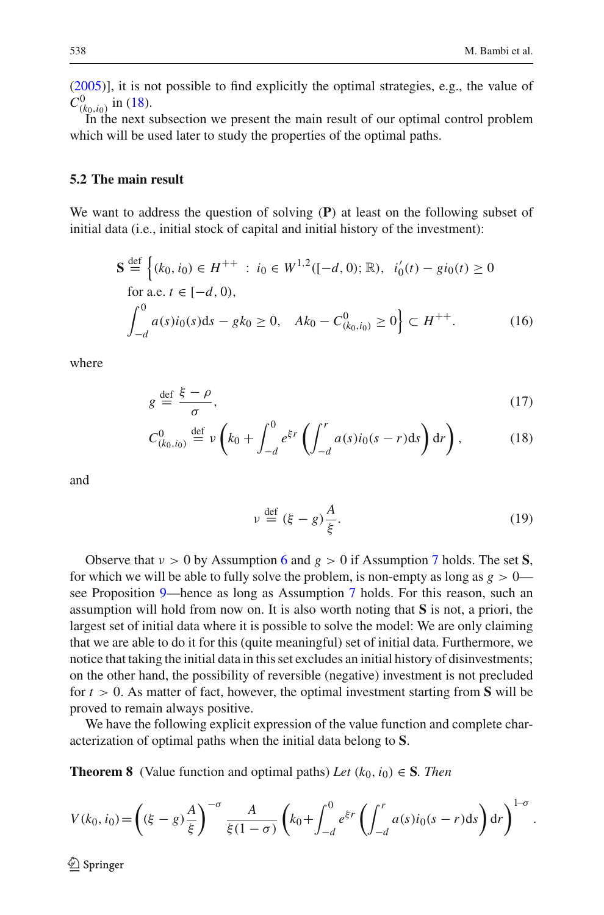(2005)], it is not possible to find explicitly the optimal strategies, e.g., the value of $C^0_{(k_0,i_0)}$ in (18).

In the next subsection we present the main result of our optimal control problem which will be used later to study the properties of the optimal paths.

### 5.2 The main result

We want to address the question of solving (**P**) at least on the following subset of initial data (i.e., initial stock of capital and initial history of the investment):

$$
\begin{aligned}
\mathbf{S} \stackrel{\text{def}}{=} \Big\{ &(k_0, i_0) \in H^{++} \ : \ i_0 \in W^{1,2}([-d,0);\mathbb{R}), \ \ i_0'(t) - g i_0(t) \geq 0 \\
&\text{for a.e. } t \in [-d, 0), \\
&\int_{-d}^{0} a(s) i_0(s) \mathrm{d}s - g k_0 \geq 0, \quad A k_0 - C^0_{(k_0,i_0)} \geq 0 \Big\} \subset H^{++}.
\end{aligned} \tag{16}
$$

where

$$
g \stackrel{\text{def}}{=} \frac{\xi - \rho}{\sigma}, \tag{17}
$$

$$
C^0_{(k_0,i_0)} \stackrel{\text{def}}{=} \nu \left( k_0 + \int_{-d}^{0} e^{\xi r} \left( \int_{-d}^{r} a(s) i_0(s-r) \mathrm{d}s \right) \mathrm{d}r \right), \tag{18}
$$

and

$$
\nu \stackrel{\text{def}}{=} (\xi - g) \frac{A}{\xi}. \tag{19}
$$

Observe that $\nu > 0$ by Assumption 6 and $g > 0$ if Assumption 7 holds. The set **S**, for which we will be able to fully solve the problem, is non-empty as long as $g > 0$—see Proposition 9—hence as long as Assumption 7 holds. For this reason, such an assumption will hold from now on. It is also worth noting that **S** is not, a priori, the largest set of initial data where it is possible to solve the model: We are only claiming that we are able to do it for this (quite meaningful) set of initial data. Furthermore, we notice that taking the initial data in this set excludes an initial history of disinvestments; on the other hand, the possibility of reversible (negative) investment is not precluded for $t > 0$. As matter of fact, however, the optimal investment starting from **S** will be proved to remain always positive.

We have the following explicit expression of the value function and complete characterization of optimal paths when the initial data belong to **S**.

**Theorem 8** (Value function and optimal paths) *Let* $(k_0, i_0) \in \mathbf{S}$. *Then*

$$
V(k_0, i_0) = \left( (\xi - g) \frac{A}{\xi} \right)^{-\sigma} \frac{A}{\xi(1-\sigma)} \left( k_0 + \int_{-d}^{0} e^{\xi r} \left( \int_{-d}^{r} a(s) i_0(s-r) \mathrm{d}s \right) \mathrm{d}r \right)^{1-\sigma}.
$$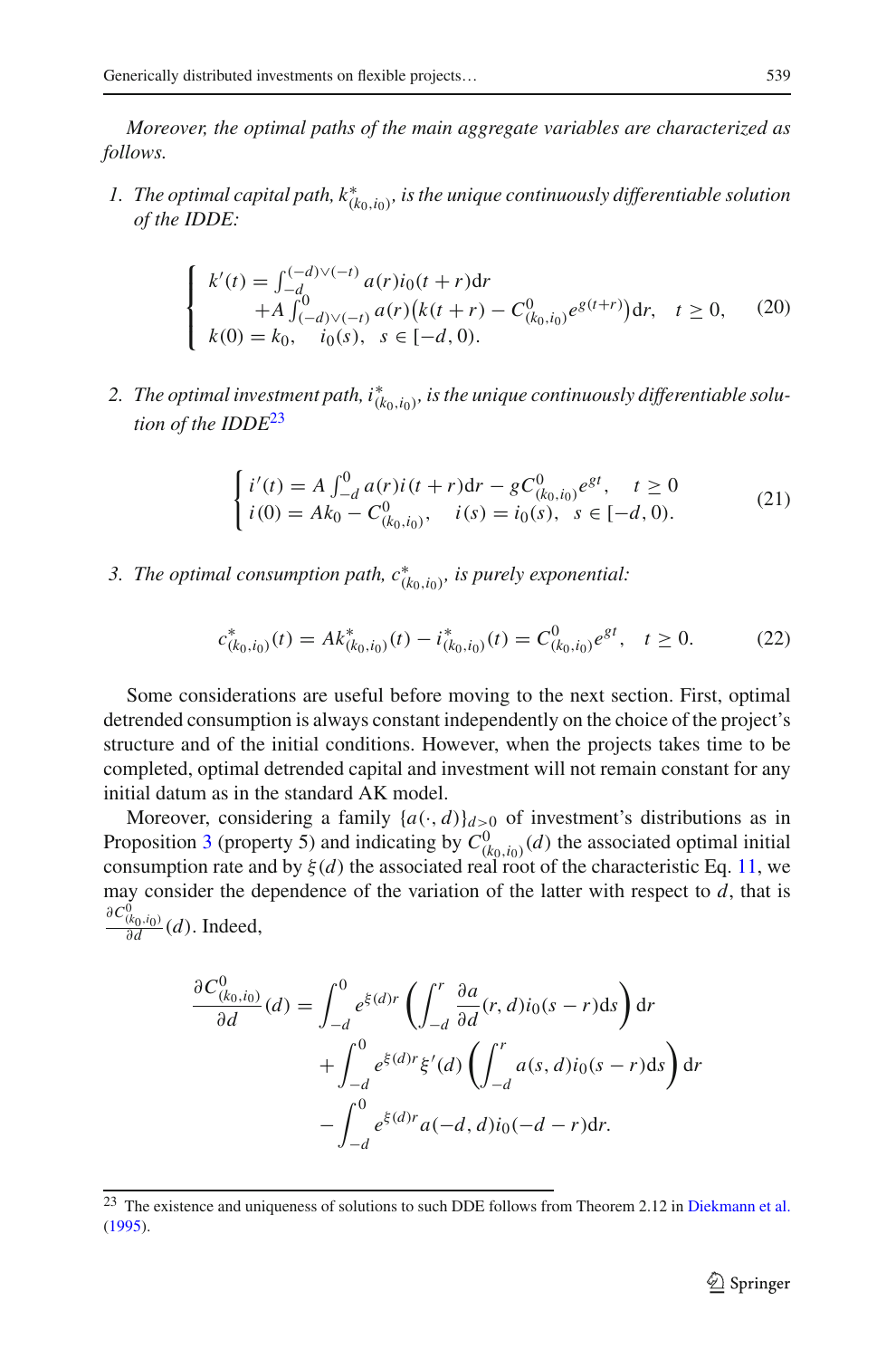*Moreover, the optimal paths of the main aggregate variables are characterized as follows.*

1. *The optimal capital path, $k^*_{(k_0,i_0)}$, is the unique continuously differentiable solution of the IDDE:*

$$
\begin{cases}
k'(t) = \int_{-d}^{(-d)\vee(-t)} a(r) i_0(t+r)\mathrm{d}r \\
\qquad + A\int_{(-d)\vee(-t)}^{0} a(r)\big(k(t+r) - C^0_{(k_0,i_0)} e^{g(t+r)}\big)\mathrm{d}r, \quad t \geq 0, \\
k(0) = k_0, \quad i_0(s), \quad s \in [-d, 0).
\end{cases}
\tag{20}
$$

2. *The optimal investment path, $i^*_{(k_0,i_0)}$, is the unique continuously differentiable solution of the IDDE*[23]

$$
\begin{cases}
i'(t) = A\int_{-d}^{0} a(r) i(t+r)\mathrm{d}r - gC^0_{(k_0,i_0)} e^{gt}, \quad t \geq 0 \\
i(0) = Ak_0 - C^0_{(k_0,i_0)}, \quad i(s) = i_0(s), \quad s \in [-d, 0).
\end{cases}
\tag{21}
$$

3. *The optimal consumption path, $c^*_{(k_0,i_0)}$, is purely exponential:*

$$
c^*_{(k_0,i_0)}(t) = Ak^*_{(k_0,i_0)}(t) - i^*_{(k_0,i_0)}(t) = C^0_{(k_0,i_0)} e^{gt}, \quad t \geq 0. \tag{22}
$$

Some considerations are useful before moving to the next section. First, optimal detrended consumption is always constant independently on the choice of the project's structure and of the initial conditions. However, when the projects takes time to be completed, optimal detrended capital and investment will not remain constant for any initial datum as in the standard AK model.

Moreover, considering a family $\{a(\cdot, d)\}_{d>0}$ of investment's distributions as in Proposition 3 (property 5) and indicating by $C^0_{(k_0,i_0)}(d)$ the associated optimal initial consumption rate and by $\xi(d)$ the associated real root of the characteristic Eq. 11, we may consider the dependence of the variation of the latter with respect to $d$, that is $\frac{\partial C^0_{(k_0,i_0)}}{\partial d}(d)$. Indeed,

$$
\begin{aligned}
\frac{\partial C^0_{(k_0,i_0)}}{\partial d}(d) &= \int_{-d}^{0} e^{\xi(d)r}\left(\int_{-d}^{r} \frac{\partial a}{\partial d}(r,d) i_0(s-r)\mathrm{d}s\right)\mathrm{d}r \\
&\quad + \int_{-d}^{0} e^{\xi(d)r}\xi'(d)\left(\int_{-d}^{r} a(s,d) i_0(s-r)\mathrm{d}s\right)\mathrm{d}r \\
&\quad - \int_{-d}^{0} e^{\xi(d)r} a(-d,d) i_0(-d-r)\mathrm{d}r.
\end{aligned}
$$

[23] The existence and uniqueness of solutions to such DDE follows from Theorem 2.12 in Diekmann et al. (1995).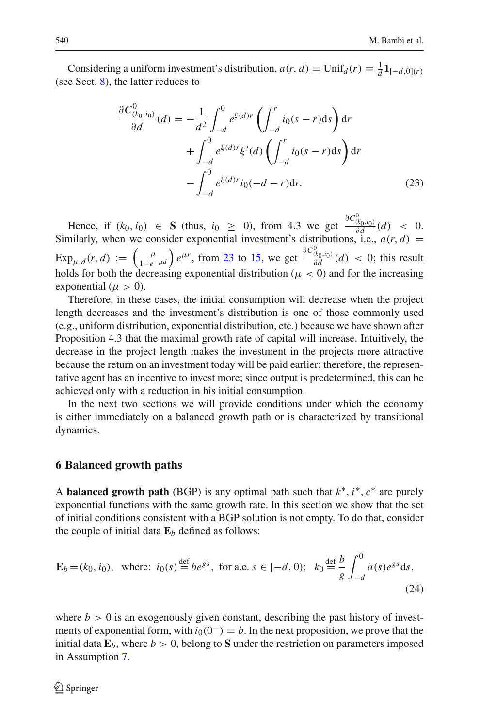Considering a uniform investment's distribution, $a(r, d) = \text{Unif}_d(r) \equiv \frac{1}{d}\mathbf{1}_{[-d,0](r)}$ (see Sect. 8), the latter reduces to

$$
\begin{aligned}
\frac{\partial C^0_{(k_0,i_0)}}{\partial d}(d) = &-\frac{1}{d^2}\int_{-d}^{0} e^{\xi(d)r}\left(\int_{-d}^{r} i_0(s-r)\mathrm{d}s\right)\mathrm{d}r \\
&+\int_{-d}^{0} e^{\xi(d)r}\xi'(d)\left(\int_{-d}^{r} i_0(s-r)\mathrm{d}s\right)\mathrm{d}r \\
&-\int_{-d}^{0} e^{\xi(d)r} i_0(-d-r)\mathrm{d}r. \qquad (23)
\end{aligned}
$$

Hence, if $(k_0, i_0) \in \mathbf{S}$ (thus, $i_0 \geq 0$), from 4.3 we get $\frac{\partial C^0_{(k_0,i_0)}}{\partial d}(d) < 0$. Similarly, when we consider exponential investment's distributions, i.e., $a(r, d) = \text{Exp}_{\mu,d}(r, d) := \left(\frac{\mu}{1-e^{-\mu d}}\right)e^{\mu r}$, from 23 to 15, we get $\frac{\partial C^0_{(k_0,i_0)}}{\partial d}(d) < 0$; this result holds for both the decreasing exponential distribution ($\mu < 0$) and for the increasing exponential ($\mu > 0$).

Therefore, in these cases, the initial consumption will decrease when the project length decreases and the investment's distribution is one of those commonly used (e.g., uniform distribution, exponential distribution, etc.) because we have shown after Proposition 4.3 that the maximal growth rate of capital will increase. Intuitively, the decrease in the project length makes the investment in the projects more attractive because the return on an investment today will be paid earlier; therefore, the representative agent has an incentive to invest more; since output is predetermined, this can be achieved only with a reduction in his initial consumption.

In the next two sections we will provide conditions under which the economy is either immediately on a balanced growth path or is characterized by transitional dynamics.

## 6 Balanced growth paths

A **balanced growth path** (BGP) is any optimal path such that $k^*, i^*, c^*$ are purely exponential functions with the same growth rate. In this section we show that the set of initial conditions consistent with a BGP solution is not empty. To do that, consider the couple of initial data $\mathbf{E}_b$ defined as follows:

$$
\mathbf{E}_b = (k_0, i_0), \;\; \text{where: } i_0(s) \overset{\text{def}}{=} be^{gs}, \text{ for a.e. } s \in [-d, 0); \;\; k_0 \overset{\text{def}}{=} \frac{b}{g}\int_{-d}^{0} a(s)e^{gs}\mathrm{d}s, \qquad (24)
$$

where $b > 0$ is an exogenously given constant, describing the past history of investments of exponential form, with $i_0(0^-) = b$. In the next proposition, we prove that the initial data $\mathbf{E}_b$, where $b > 0$, belong to $\mathbf{S}$ under the restriction on parameters imposed in Assumption 7.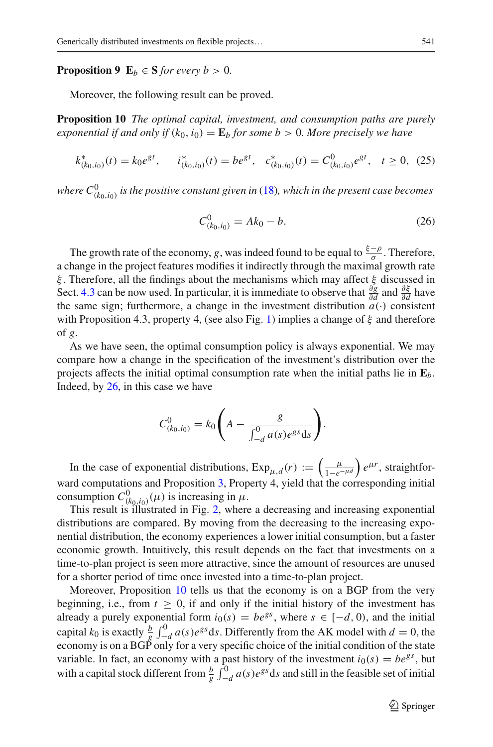**Proposition 9** $\mathbf{E}_b \in \mathbf{S}$ *for every* $b > 0$.

Moreover, the following result can be proved.

**Proposition 10** *The optimal capital, investment, and consumption paths are purely exponential if and only if* $(k_0, i_0) = \mathbf{E}_b$ *for some* $b > 0$*. More precisely we have*

$$k^*_{(k_0,i_0)}(t) = k_0 e^{gt}, \quad i^*_{(k_0,i_0)}(t) = b e^{gt}, \quad c^*_{(k_0,i_0)}(t) = C^0_{(k_0,i_0)} e^{gt}, \quad t \geq 0, \tag{25}$$

*where* $C^0_{(k_0,i_0)}$ *is the positive constant given in* (18)*, which in the present case becomes*

$$C^0_{(k_0,i_0)} = Ak_0 - b. \tag{26}$$

The growth rate of the economy, $g$, was indeed found to be equal to $\frac{\xi - \rho}{\sigma}$. Therefore, a change in the project features modifies it indirectly through the maximal growth rate $\xi$. Therefore, all the findings about the mechanisms which may affect $\xi$ discussed in Sect. 4.3 can be now used. In particular, it is immediate to observe that $\frac{\partial g}{\partial d}$ and $\frac{\partial \xi}{\partial d}$ have the same sign; furthermore, a change in the investment distribution $a(\cdot)$ consistent with Proposition 4.3, property 4, (see also Fig. 1) implies a change of $\xi$ and therefore of $g$.

As we have seen, the optimal consumption policy is always exponential. We may compare how a change in the specification of the investment's distribution over the projects affects the initial optimal consumption rate when the initial paths lie in $\mathbf{E}_b$. Indeed, by 26, in this case we have

$$C^0_{(k_0,i_0)} = k_0 \left( A - \frac{g}{\int_{-d}^0 a(s) e^{gs} \mathrm{d}s} \right).$$

In the case of exponential distributions, $\mathrm{Exp}_{\mu,d}(r) := \left( \frac{\mu}{1 - e^{-\mu d}} \right) e^{\mu r}$, straightforward computations and Proposition 3, Property 4, yield that the corresponding initial consumption $C^0_{(k_0,i_0)}(\mu)$ is increasing in $\mu$.

This result is illustrated in Fig. 2, where a decreasing and increasing exponential distributions are compared. By moving from the decreasing to the increasing exponential distribution, the economy experiences a lower initial consumption, but a faster economic growth. Intuitively, this result depends on the fact that investments on a time-to-plan project is seen more attractive, since the amount of resources are unused for a shorter period of time once invested into a time-to-plan project.

Moreover, Proposition 10 tells us that the economy is on a BGP from the very beginning, i.e., from $t \geq 0$, if and only if the initial history of the investment has already a purely exponential form $i_0(s) = be^{gs}$, where $s \in [-d, 0)$, and the initial capital $k_0$ is exactly $\frac{b}{g} \int_{-d}^0 a(s) e^{gs} \mathrm{d}s$. Differently from the AK model with $d = 0$, the economy is on a BGP only for a very specific choice of the initial condition of the state variable. In fact, an economy with a past history of the investment $i_0(s) = be^{gs}$, but with a capital stock different from $\frac{b}{g} \int_{-d}^0 a(s) e^{gs} \mathrm{d}s$ and still in the feasible set of initial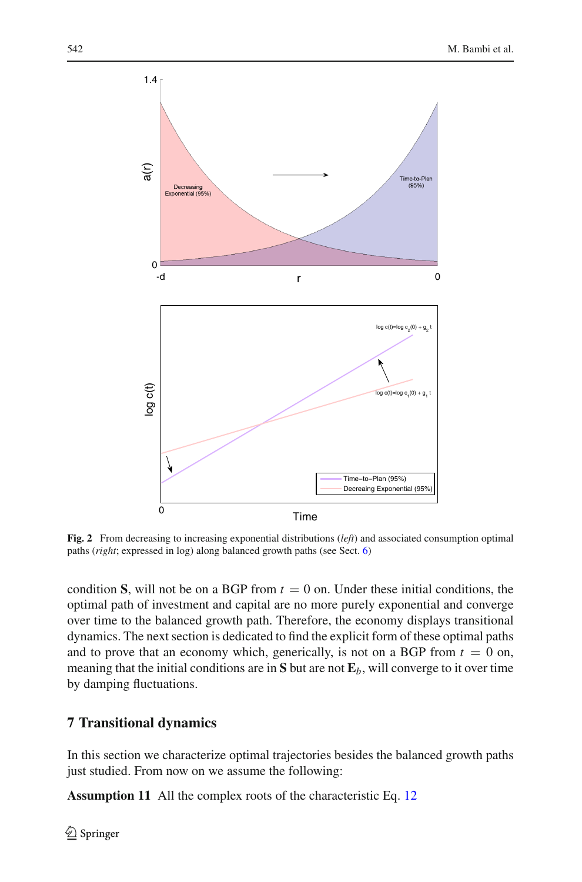**Fig. 2** From decreasing to increasing exponential distributions (*left*) and associated consumption optimal paths (*right*; expressed in log) along balanced growth paths (see Sect. 6)

condition **S**, will not be on a BGP from $t = 0$ on. Under these initial conditions, the optimal path of investment and capital are no more purely exponential and converge over time to the balanced growth path. Therefore, the economy displays transitional dynamics. The next section is dedicated to find the explicit form of these optimal paths and to prove that an economy which, generically, is not on a BGP from $t = 0$ on, meaning that the initial conditions are in **S** but are not $\mathbf{E}_b$, will converge to it over time by damping fluctuations.

## 7 Transitional dynamics

In this section we characterize optimal trajectories besides the balanced growth paths just studied. From now on we assume the following:

**Assumption 11** All the complex roots of the characteristic Eq. 12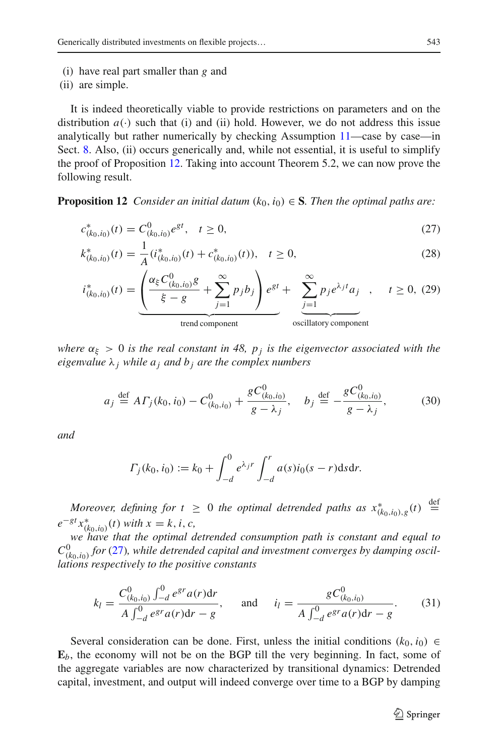(i) have real part smaller than $g$ and
(ii) are simple.

It is indeed theoretically viable to provide restrictions on parameters and on the distribution $a(\cdot)$ such that (i) and (ii) hold. However, we do not address this issue analytically but rather numerically by checking Assumption 11—case by case—in Sect. 8. Also, (ii) occurs generically and, while not essential, it is useful to simplify the proof of Proposition 12. Taking into account Theorem 5.2, we can now prove the following result.

**Proposition 12** *Consider an initial datum $(k_0, i_0) \in \mathbf{S}$. Then the optimal paths are:*

$$c^*_{(k_0,i_0)}(t) = C^0_{(k_0,i_0)} e^{gt}, \quad t \geq 0, \tag{27}$$

$$k^*_{(k_0,i_0)}(t) = \frac{1}{A}\left(i^*_{(k_0,i_0)}(t) + c^*_{(k_0,i_0)}(t)\right), \quad t \geq 0, \tag{28}$$

$$i^*_{(k_0,i_0)}(t) = \underbrace{\left(\frac{\alpha_\xi C^0_{(k_0,i_0)} g}{\xi - g} + \sum_{j=1}^{\infty} p_j b_j\right) e^{gt}}_{\text{trend component}} + \underbrace{\sum_{j=1}^{\infty} p_j e^{\lambda_j t} a_j}_{\text{oscillatory component}}, \quad t \geq 0, \tag{29}$$

*where $\alpha_\xi > 0$ is the real constant in 48, $p_j$ is the eigenvector associated with the eigenvalue $\lambda_j$ while $a_j$ and $b_j$ are the complex numbers*

$$a_j \stackrel{\text{def}}{=} A\Gamma_j(k_0, i_0) - C^0_{(k_0,i_0)} + \frac{gC^0_{(k_0,i_0)}}{g - \lambda_j}, \quad b_j \stackrel{\text{def}}{=} -\frac{gC^0_{(k_0,i_0)}}{g - \lambda_j}, \tag{30}$$

*and*

$$\Gamma_j(k_0, i_0) := k_0 + \int_{-d}^{0} e^{\lambda_j r} \int_{-d}^{r} a(s) i_0(s - r) \mathrm{d}s \mathrm{d}r.$$

*Moreover, defining for $t \geq 0$ the optimal detrended paths as $x^*_{(k_0,i_0),g}(t) \stackrel{\text{def}}{=} e^{-gt} x^*_{(k_0,i_0)}(t)$ with $x = k, i, c$,*
*we have that the optimal detrended consumption path is constant and equal to $C^0_{(k_0,i_0)}$ for (27), while detrended capital and investment converges by damping oscillations respectively to the positive constants*

$$k_l = \frac{C^0_{(k_0,i_0)} \int_{-d}^{0} e^{gr} a(r) \mathrm{d}r}{A \int_{-d}^{0} e^{gr} a(r) \mathrm{d}r - g}, \quad \text{and} \quad i_l = \frac{gC^0_{(k_0,i_0)}}{A \int_{-d}^{0} e^{gr} a(r) \mathrm{d}r - g}. \tag{31}$$

Several consideration can be done. First, unless the initial conditions $(k_0, i_0) \in \mathbf{E}_b$, the economy will not be on the BGP till the very beginning. In fact, some of the aggregate variables are now characterized by transitional dynamics: Detrended capital, investment, and output will indeed converge over time to a BGP by damping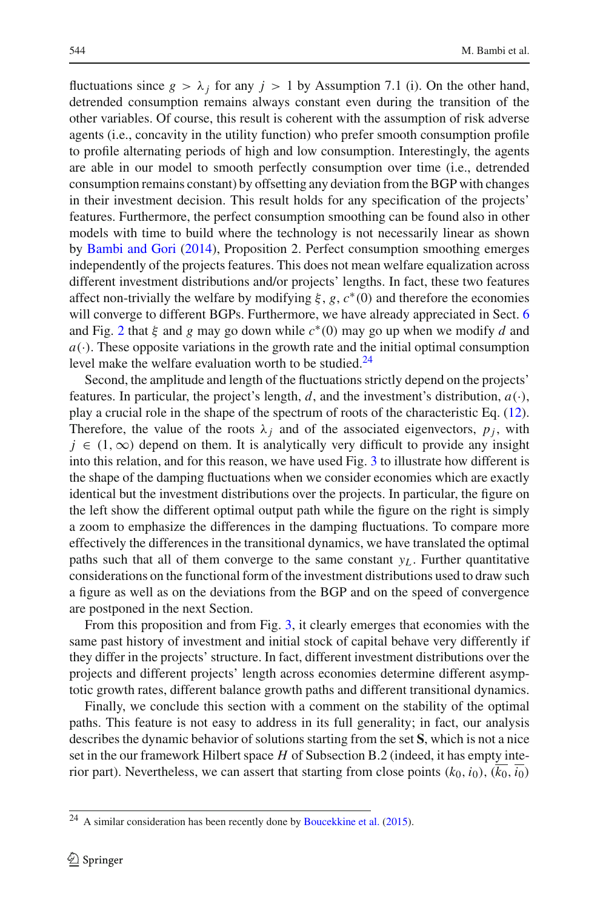fluctuations since $g > \lambda_j$ for any $j > 1$ by Assumption 7.1 (i). On the other hand, detrended consumption remains always constant even during the transition of the other variables. Of course, this result is coherent with the assumption of risk adverse agents (i.e., concavity in the utility function) who prefer smooth consumption profile to profile alternating periods of high and low consumption. Interestingly, the agents are able in our model to smooth perfectly consumption over time (i.e., detrended consumption remains constant) by offsetting any deviation from the BGP with changes in their investment decision. This result holds for any specification of the projects' features. Furthermore, the perfect consumption smoothing can be found also in other models with time to build where the technology is not necessarily linear as shown by Bambi and Gori (2014), Proposition 2. Perfect consumption smoothing emerges independently of the projects features. This does not mean welfare equalization across different investment distributions and/or projects' lengths. In fact, these two features affect non-trivially the welfare by modifying $\xi$, $g$, $c^*(0)$ and therefore the economies will converge to different BGPs. Furthermore, we have already appreciated in Sect. 6 and Fig. 2 that $\xi$ and $g$ may go down while $c^*(0)$ may go up when we modify $d$ and $a(\cdot)$. These opposite variations in the growth rate and the initial optimal consumption level make the welfare evaluation worth to be studied.[24]

Second, the amplitude and length of the fluctuations strictly depend on the projects' features. In particular, the project's length, $d$, and the investment's distribution, $a(\cdot)$, play a crucial role in the shape of the spectrum of roots of the characteristic Eq. (12). Therefore, the value of the roots $\lambda_j$ and of the associated eigenvectors, $p_j$, with $j \in (1, \infty)$ depend on them. It is analytically very difficult to provide any insight into this relation, and for this reason, we have used Fig. 3 to illustrate how different is the shape of the damping fluctuations when we consider economies which are exactly identical but the investment distributions over the projects. In particular, the figure on the left show the different optimal output path while the figure on the right is simply a zoom to emphasize the differences in the damping fluctuations. To compare more effectively the differences in the transitional dynamics, we have translated the optimal paths such that all of them converge to the same constant $y_L$. Further quantitative considerations on the functional form of the investment distributions used to draw such a figure as well as on the deviations from the BGP and on the speed of convergence are postponed in the next Section.

From this proposition and from Fig. 3, it clearly emerges that economies with the same past history of investment and initial stock of capital behave very differently if they differ in the projects' structure. In fact, different investment distributions over the projects and different projects' length across economies determine different asymptotic growth rates, different balance growth paths and different transitional dynamics.

Finally, we conclude this section with a comment on the stability of the optimal paths. This feature is not easy to address in its full generality; in fact, our analysis describes the dynamic behavior of solutions starting from the set **S**, which is not a nice set in the our framework Hilbert space $H$ of Subsection B.2 (indeed, it has empty interior part). Nevertheless, we can assert that starting from close points $(k_0, i_0)$, $(\overline{k_0}, \overline{i_0})$

---

[24] A similar consideration has been recently done by Boucekkine et al. (2015).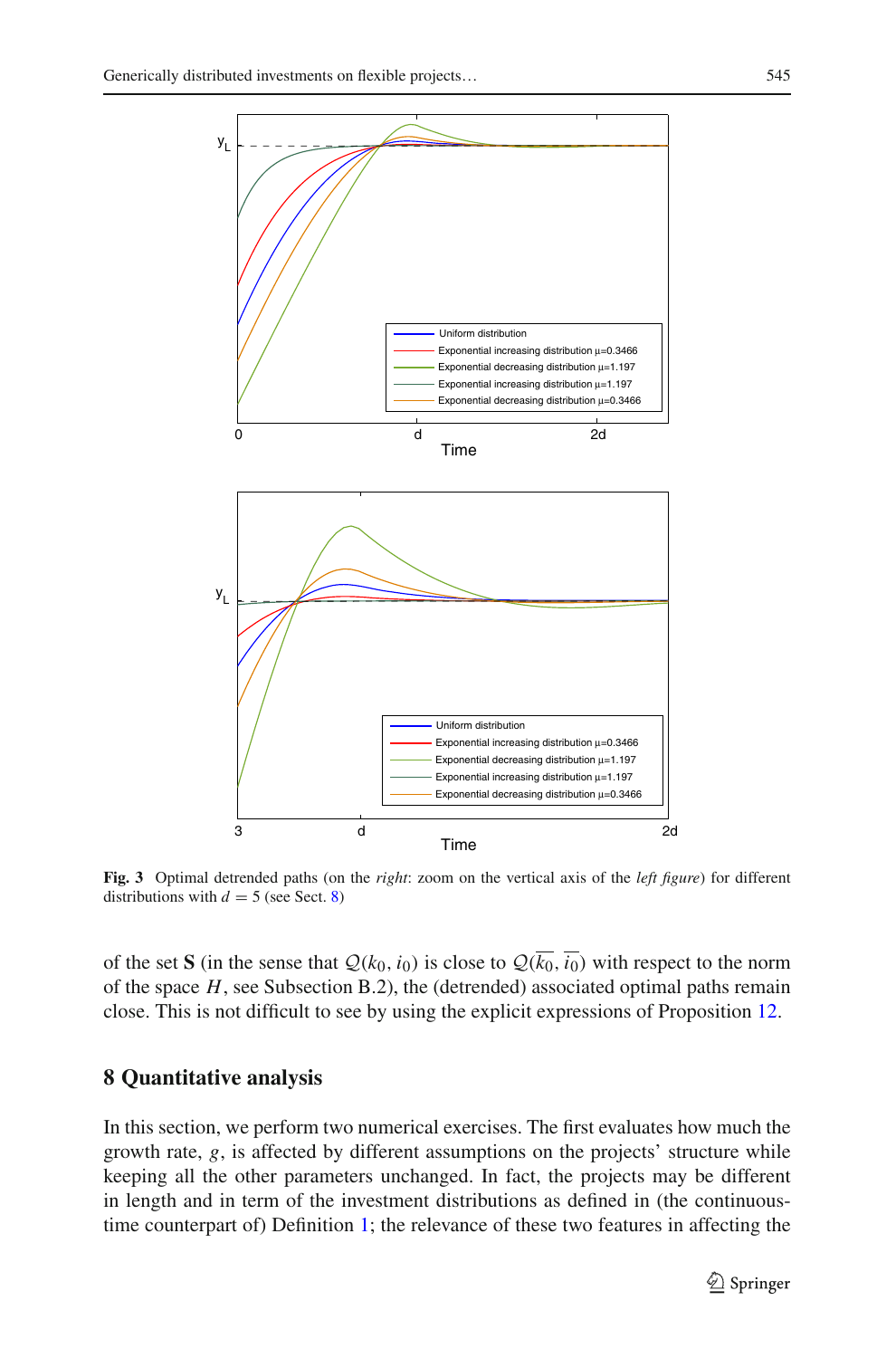Fig. 3 Optimal detrended paths (on the *right*: zoom on the vertical axis of the *left figure*) for different distributions with $d = 5$ (see Sect. 8)

of the set **S** (in the sense that $\mathcal{Q}(k_0, i_0)$ is close to $\mathcal{Q}(\overline{k_0}, \overline{i_0})$ with respect to the norm of the space $H$, see Subsection B.2), the (detrended) associated optimal paths remain close. This is not difficult to see by using the explicit expressions of Proposition 12.

## 8 Quantitative analysis

In this section, we perform two numerical exercises. The first evaluates how much the growth rate, $g$, is affected by different assumptions on the projects' structure while keeping all the other parameters unchanged. In fact, the projects may be different in length and in term of the investment distributions as defined in (the continuous-time counterpart of) Definition 1; the relevance of these two features in affecting the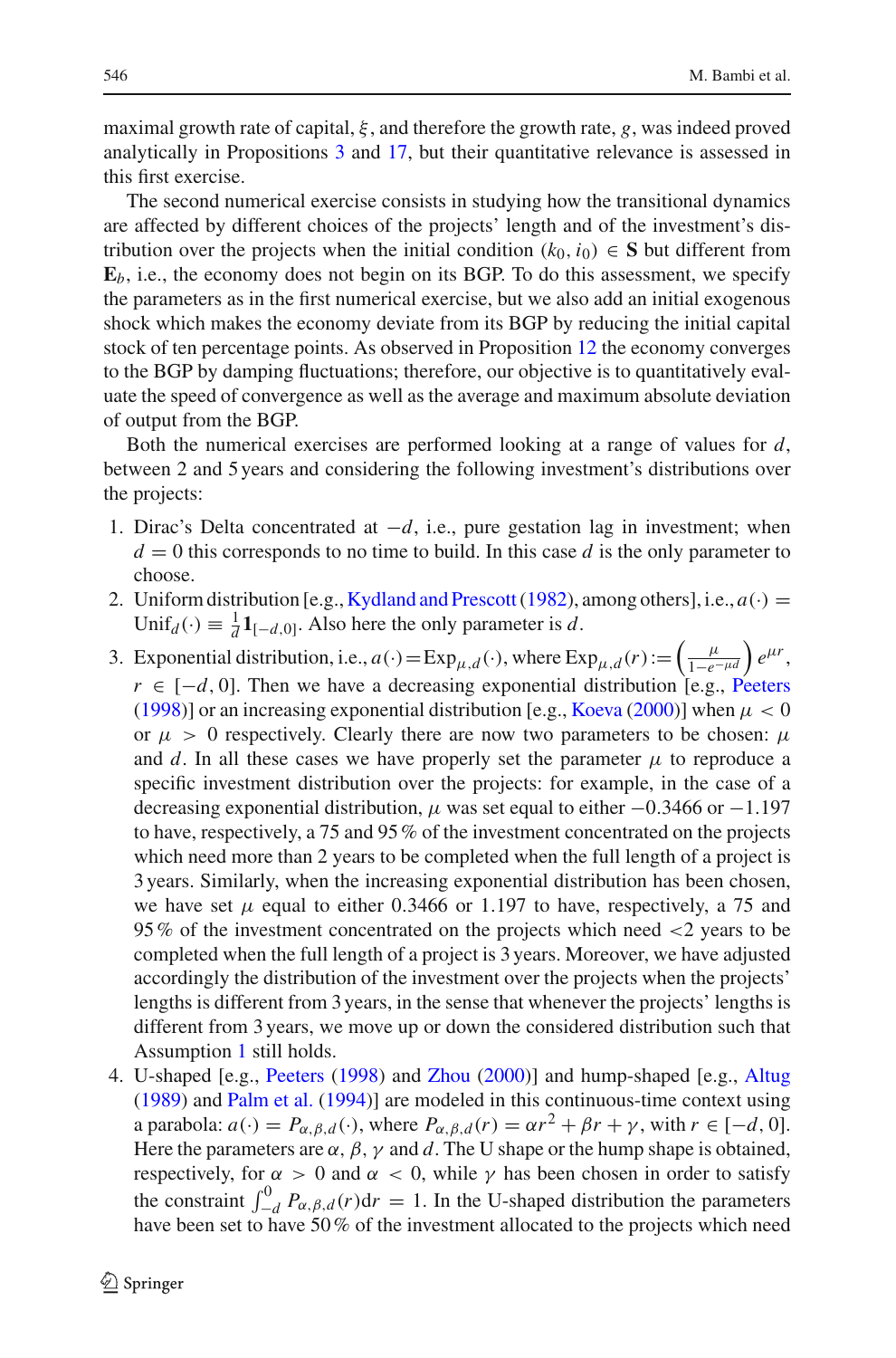maximal growth rate of capital, $\xi$, and therefore the growth rate, $g$, was indeed proved analytically in Propositions 3 and 17, but their quantitative relevance is assessed in this first exercise.

The second numerical exercise consists in studying how the transitional dynamics are affected by different choices of the projects' length and of the investment's distribution over the projects when the initial condition $(k_0, i_0) \in \mathbf{S}$ but different from $\mathbf{E}_b$, i.e., the economy does not begin on its BGP. To do this assessment, we specify the parameters as in the first numerical exercise, but we also add an initial exogenous shock which makes the economy deviate from its BGP by reducing the initial capital stock of ten percentage points. As observed in Proposition 12 the economy converges to the BGP by damping fluctuations; therefore, our objective is to quantitatively evaluate the speed of convergence as well as the average and maximum absolute deviation of output from the BGP.

Both the numerical exercises are performed looking at a range of values for $d$, between 2 and 5 years and considering the following investment's distributions over the projects:

1. Dirac's Delta concentrated at $-d$, i.e., pure gestation lag in investment; when $d = 0$ this corresponds to no time to build. In this case $d$ is the only parameter to choose.
2. Uniform distribution [e.g., Kydland and Prescott (1982), among others], i.e., $a(\cdot) = \text{Unif}_d(\cdot) \equiv \frac{1}{d}\mathbf{1}_{[-d,0]}$. Also here the only parameter is $d$.
3. Exponential distribution, i.e., $a(\cdot) = \text{Exp}_{\mu,d}(\cdot)$, where $\text{Exp}_{\mu,d}(r) := \left(\frac{\mu}{1-e^{-\mu d}}\right) e^{\mu r}$, $r \in [-d, 0]$. Then we have a decreasing exponential distribution [e.g., Peeters (1998)] or an increasing exponential distribution [e.g., Koeva (2000)] when $\mu < 0$ or $\mu > 0$ respectively. Clearly there are now two parameters to be chosen: $\mu$ and $d$. In all these cases we have properly set the parameter $\mu$ to reproduce a specific investment distribution over the projects: for example, in the case of a decreasing exponential distribution, $\mu$ was set equal to either $-0.3466$ or $-1.197$ to have, respectively, a 75 and 95 % of the investment concentrated on the projects which need more than 2 years to be completed when the full length of a project is 3 years. Similarly, when the increasing exponential distribution has been chosen, we have set $\mu$ equal to either 0.3466 or 1.197 to have, respectively, a 75 and 95 % of the investment concentrated on the projects which need <2 years to be completed when the full length of a project is 3 years. Moreover, we have adjusted accordingly the distribution of the investment over the projects when the projects' lengths is different from 3 years, in the sense that whenever the projects' lengths is different from 3 years, we move up or down the considered distribution such that Assumption 1 still holds.
4. U-shaped [e.g., Peeters (1998) and Zhou (2000)] and hump-shaped [e.g., Altug (1989) and Palm et al. (1994)] are modeled in this continuous-time context using a parabola: $a(\cdot) = P_{\alpha,\beta,d}(\cdot)$, where $P_{\alpha,\beta,d}(r) = \alpha r^2 + \beta r + \gamma$, with $r \in [-d, 0]$. Here the parameters are $\alpha$, $\beta$, $\gamma$ and $d$. The U shape or the hump shape is obtained, respectively, for $\alpha > 0$ and $\alpha < 0$, while $\gamma$ has been chosen in order to satisfy the constraint $\int_{-d}^{0} P_{\alpha,\beta,d}(r)\mathrm{d}r = 1$. In the U-shaped distribution the parameters have been set to have 50 % of the investment allocated to the projects which need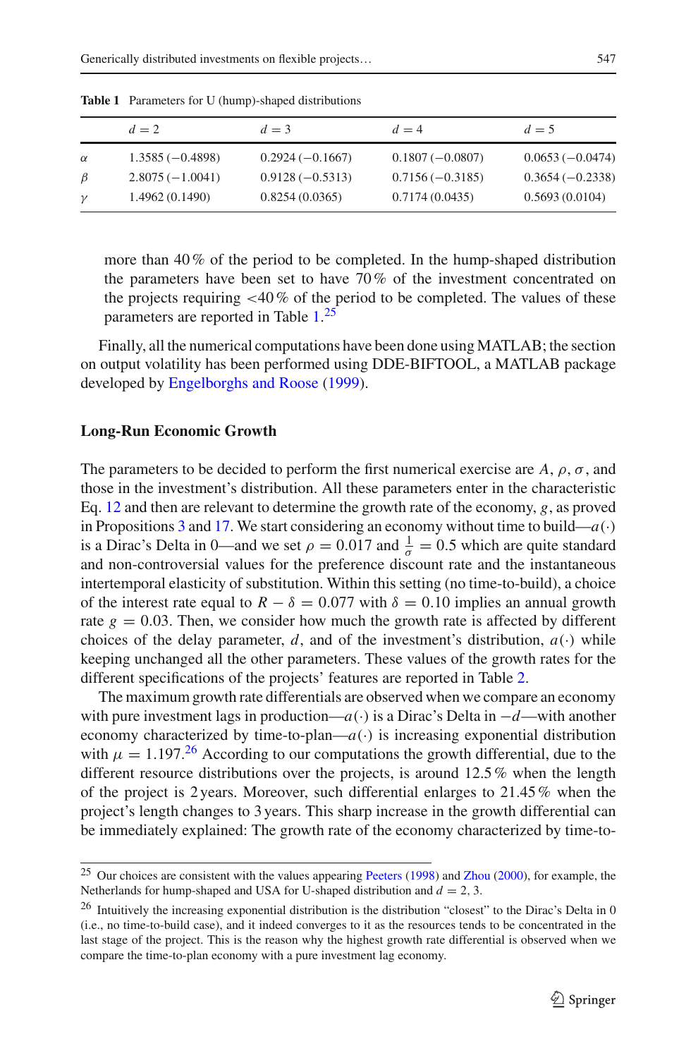**Table 1** Parameters for U (hump)-shaped distributions

| | $d=2$ | $d=3$ | $d=4$ | $d=5$ |
|---|---|---|---|---|
| $\alpha$ | 1.3585 (−0.4898) | 0.2924 (−0.1667) | 0.1807 (−0.0807) | 0.0653 (−0.0474) |
| $\beta$ | 2.8075 (−1.0041) | 0.9128 (−0.5313) | 0.7156 (−0.3185) | 0.3654 (−0.2338) |
| $\gamma$ | 1.4962 (0.1490) | 0.8254 (0.0365) | 0.7174 (0.0435) | 0.5693 (0.0104) |

more than 40 % of the period to be completed. In the hump-shaped distribution the parameters have been set to have 70 % of the investment concentrated on the projects requiring <40 % of the period to be completed. The values of these parameters are reported in Table 1.[25]

Finally, all the numerical computations have been done using MATLAB; the section on output volatility has been performed using DDE-BIFTOOL, a MATLAB package developed by Engelborghs and Roose (1999).

**Long-Run Economic Growth**

The parameters to be decided to perform the first numerical exercise are $A$, $\rho$, $\sigma$, and those in the investment's distribution. All these parameters enter in the characteristic Eq. 12 and then are relevant to determine the growth rate of the economy, $g$, as proved in Propositions 3 and 17. We start considering an economy without time to build—$a(\cdot)$ is a Dirac's Delta in 0—and we set $\rho = 0.017$ and $\frac{1}{\sigma} = 0.5$ which are quite standard and non-controversial values for the preference discount rate and the instantaneous intertemporal elasticity of substitution. Within this setting (no time-to-build), a choice of the interest rate equal to $R - \delta = 0.077$ with $\delta = 0.10$ implies an annual growth rate $g = 0.03$. Then, we consider how much the growth rate is affected by different choices of the delay parameter, $d$, and of the investment's distribution, $a(\cdot)$ while keeping unchanged all the other parameters. These values of the growth rates for the different specifications of the projects' features are reported in Table 2.

The maximum growth rate differentials are observed when we compare an economy with pure investment lags in production—$a(\cdot)$ is a Dirac's Delta in $-d$—with another economy characterized by time-to-plan—$a(\cdot)$ is increasing exponential distribution with $\mu = 1.197$.[26] According to our computations the growth differential, due to the different resource distributions over the projects, is around 12.5 % when the length of the project is 2 years. Moreover, such differential enlarges to 21.45 % when the project's length changes to 3 years. This sharp increase in the growth differential can be immediately explained: The growth rate of the economy characterized by time-to-

[25] Our choices are consistent with the values appearing Peeters (1998) and Zhou (2000), for example, the Netherlands for hump-shaped and USA for U-shaped distribution and $d = 2, 3$.

[26] Intuitively the increasing exponential distribution is the distribution "closest" to the Dirac's Delta in 0 (i.e., no time-to-build case), and it indeed converges to it as the resources tends to be concentrated in the last stage of the project. This is the reason why the highest growth rate differential is observed when we compare the time-to-plan economy with a pure investment lag economy.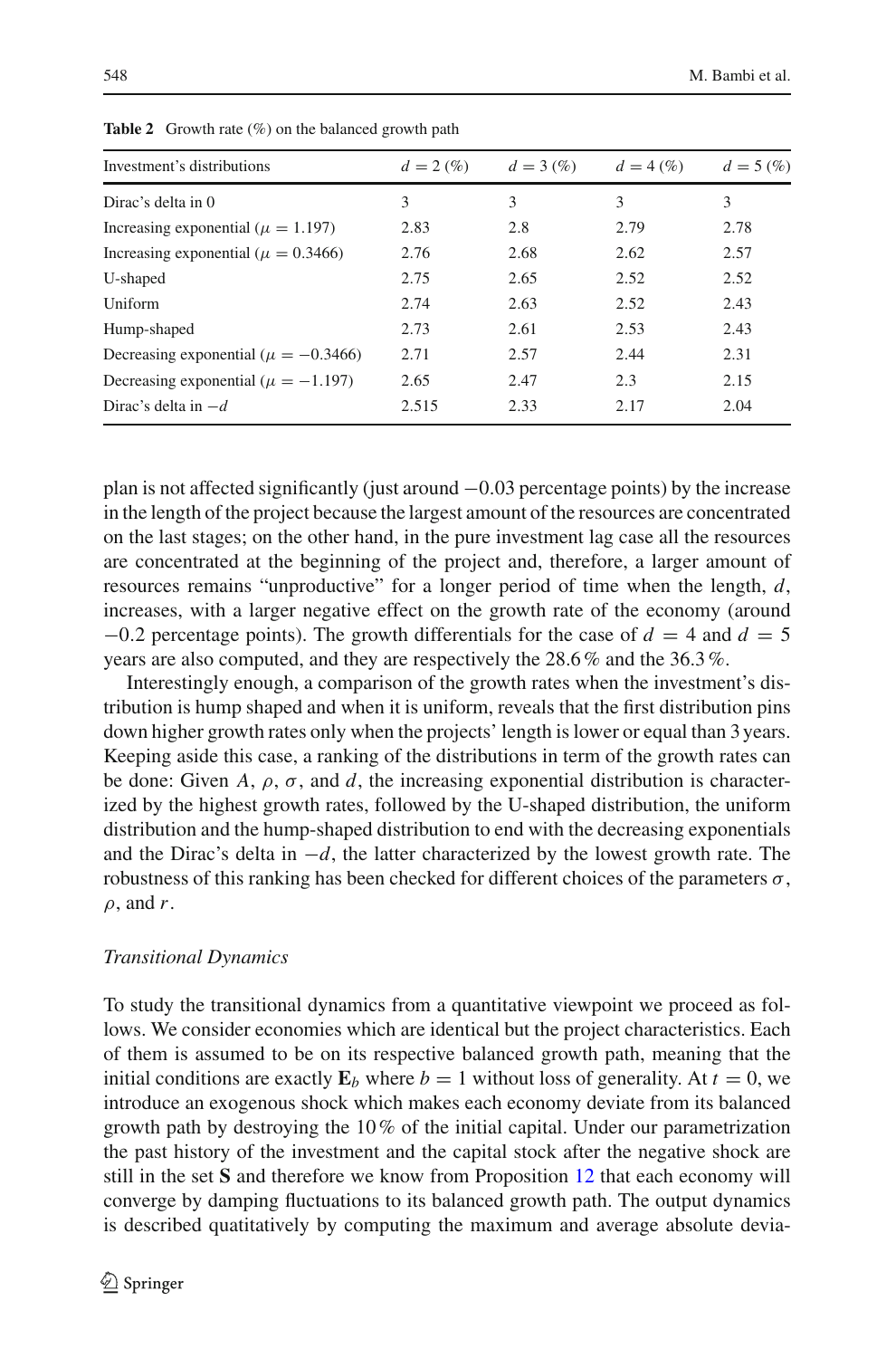**Table 2** Growth rate (%) on the balanced growth path

| Investment's distributions | $d = 2$ (%) | $d = 3$ (%) | $d = 4$ (%) | $d = 5$ (%) |
|---|---|---|---|---|
| Dirac's delta in 0 | 3 | 3 | 3 | 3 |
| Increasing exponential ($\mu = 1.197$) | 2.83 | 2.8 | 2.79 | 2.78 |
| Increasing exponential ($\mu = 0.3466$) | 2.76 | 2.68 | 2.62 | 2.57 |
| U-shaped | 2.75 | 2.65 | 2.52 | 2.52 |
| Uniform | 2.74 | 2.63 | 2.52 | 2.43 |
| Hump-shaped | 2.73 | 2.61 | 2.53 | 2.43 |
| Decreasing exponential ($\mu = -0.3466$) | 2.71 | 2.57 | 2.44 | 2.31 |
| Decreasing exponential ($\mu = -1.197$) | 2.65 | 2.47 | 2.3 | 2.15 |
| Dirac's delta in $-d$ | 2.515 | 2.33 | 2.17 | 2.04 |

plan is not affected significantly (just around $-0.03$ percentage points) by the increase in the length of the project because the largest amount of the resources are concentrated on the last stages; on the other hand, in the pure investment lag case all the resources are concentrated at the beginning of the project and, therefore, a larger amount of resources remains "unproductive" for a longer period of time when the length, $d$, increases, with a larger negative effect on the growth rate of the economy (around $-0.2$ percentage points). The growth differentials for the case of $d = 4$ and $d = 5$ years are also computed, and they are respectively the 28.6 % and the 36.3 %.

Interestingly enough, a comparison of the growth rates when the investment's distribution is hump shaped and when it is uniform, reveals that the first distribution pins down higher growth rates only when the projects' length is lower or equal than 3 years. Keeping aside this case, a ranking of the distributions in term of the growth rates can be done: Given $A$, $\rho$, $\sigma$, and $d$, the increasing exponential distribution is characterized by the highest growth rates, followed by the U-shaped distribution, the uniform distribution and the hump-shaped distribution to end with the decreasing exponentials and the Dirac's delta in $-d$, the latter characterized by the lowest growth rate. The robustness of this ranking has been checked for different choices of the parameters $\sigma$, $\rho$, and $r$.

*Transitional Dynamics*

To study the transitional dynamics from a quantitative viewpoint we proceed as follows. We consider economies which are identical but the project characteristics. Each of them is assumed to be on its respective balanced growth path, meaning that the initial conditions are exactly $\mathbf{E}_b$ where $b = 1$ without loss of generality. At $t = 0$, we introduce an exogenous shock which makes each economy deviate from its balanced growth path by destroying the 10 % of the initial capital. Under our parametrization the past history of the investment and the capital stock after the negative shock are still in the set $\mathbf{S}$ and therefore we know from Proposition 12 that each economy will converge by damping fluctuations to its balanced growth path. The output dynamics is described quantitatively by computing the maximum and average absolute devia-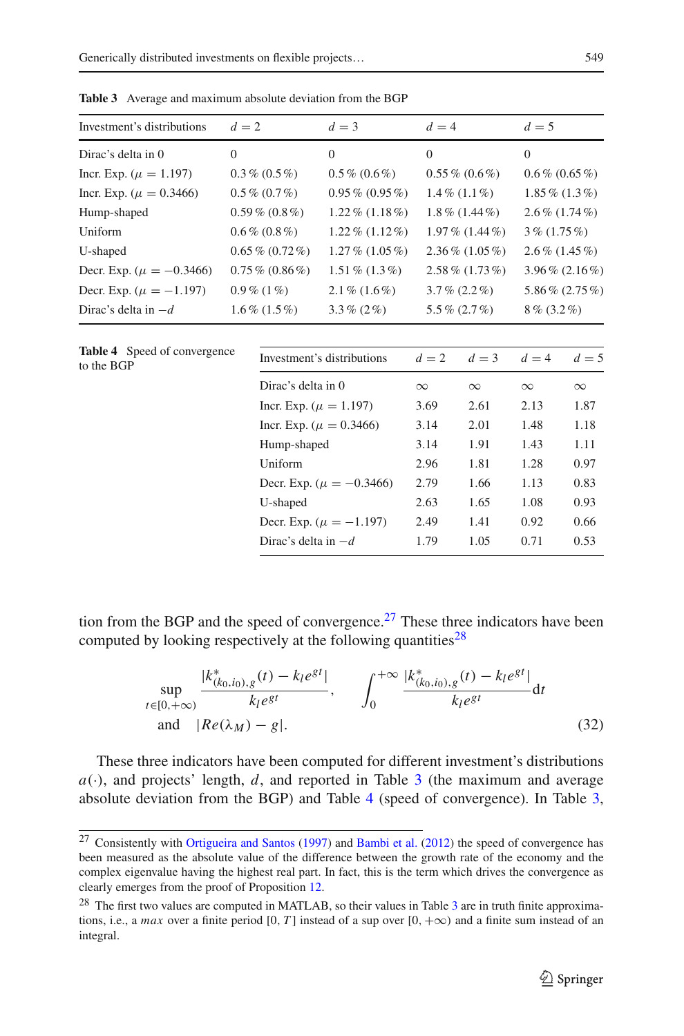**Table 3** Average and maximum absolute deviation from the BGP

| Investment's distributions | $d = 2$ | $d = 3$ | $d = 4$ | $d = 5$ |
|---|---|---|---|---|
| Dirac's delta in 0 | 0 | 0 | 0 | 0 |
| Incr. Exp. ($\mu = 1.197$) | 0.3 % (0.5 %) | 0.5 % (0.6 %) | 0.55 % (0.6 %) | 0.6 % (0.65 %) |
| Incr. Exp. ($\mu = 0.3466$) | 0.5 % (0.7 %) | 0.95 % (0.95 %) | 1.4 % (1.1 %) | 1.85 % (1.3 %) |
| Hump-shaped | 0.59 % (0.8 %) | 1.22 % (1.18 %) | 1.8 % (1.44 %) | 2.6 % (1.74 %) |
| Uniform | 0.6 % (0.8 %) | 1.22 % (1.12 %) | 1.97 % (1.44 %) | 3 % (1.75 %) |
| U-shaped | 0.65 % (0.72 %) | 1.27 % (1.05 %) | 2.36 % (1.05 %) | 2.6 % (1.45 %) |
| Decr. Exp. ($\mu = -0.3466$) | 0.75 % (0.86 %) | 1.51 % (1.3 %) | 2.58 % (1.73 %) | 3.96 % (2.16 %) |
| Decr. Exp. ($\mu = -1.197$) | 0.9 % (1 %) | 2.1 % (1.6 %) | 3.7 % (2.2 %) | 5.86 % (2.75 %) |
| Dirac's delta in $-d$ | 1.6 % (1.5 %) | 3.3 % (2 %) | 5.5 % (2.7 %) | 8 % (3.2 %) |

**Table 4** Speed of convergence to the BGP

| Investment's distributions | $d = 2$ | $d = 3$ | $d = 4$ | $d = 5$ |
|---|---|---|---|---|
| Dirac's delta in 0 | $\infty$ | $\infty$ | $\infty$ | $\infty$ |
| Incr. Exp. ($\mu = 1.197$) | 3.69 | 2.61 | 2.13 | 1.87 |
| Incr. Exp. ($\mu = 0.3466$) | 3.14 | 2.01 | 1.48 | 1.18 |
| Hump-shaped | 3.14 | 1.91 | 1.43 | 1.11 |
| Uniform | 2.96 | 1.81 | 1.28 | 0.97 |
| Decr. Exp. ($\mu = -0.3466$) | 2.79 | 1.66 | 1.13 | 0.83 |
| U-shaped | 2.63 | 1.65 | 1.08 | 0.93 |
| Decr. Exp. ($\mu = -1.197$) | 2.49 | 1.41 | 0.92 | 0.66 |
| Dirac's delta in $-d$ | 1.79 | 1.05 | 0.71 | 0.53 |

tion from the BGP and the speed of convergence.[27] These three indicators have been computed by looking respectively at the following quantities[28]

$$\sup_{t\in[0,+\infty)} \frac{|k^*_{(k_0,i_0),g}(t) - k_l e^{gt}|}{k_l e^{gt}}, \qquad \int_0^{+\infty} \frac{|k^*_{(k_0,i_0),g}(t) - k_l e^{gt}|}{k_l e^{gt}} \mathrm{d}t$$
$$\text{and} \quad |Re(\lambda_M) - g|. \tag{32}$$

These three indicators have been computed for different investment's distributions $a(\cdot)$, and projects' length, $d$, and reported in Table 3 (the maximum and average absolute deviation from the BGP) and Table 4 (speed of convergence). In Table 3,

[27] Consistently with Ortigueira and Santos (1997) and Bambi et al. (2012) the speed of convergence has been measured as the absolute value of the difference between the growth rate of the economy and the complex eigenvalue having the highest real part. In fact, this is the term which drives the convergence as clearly emerges from the proof of Proposition 12.

[28] The first two values are computed in MATLAB, so their values in Table 3 are in truth finite approximations, i.e., a *max* over a finite period $[0, T]$ instead of a sup over $[0, +\infty)$ and a finite sum instead of an integral.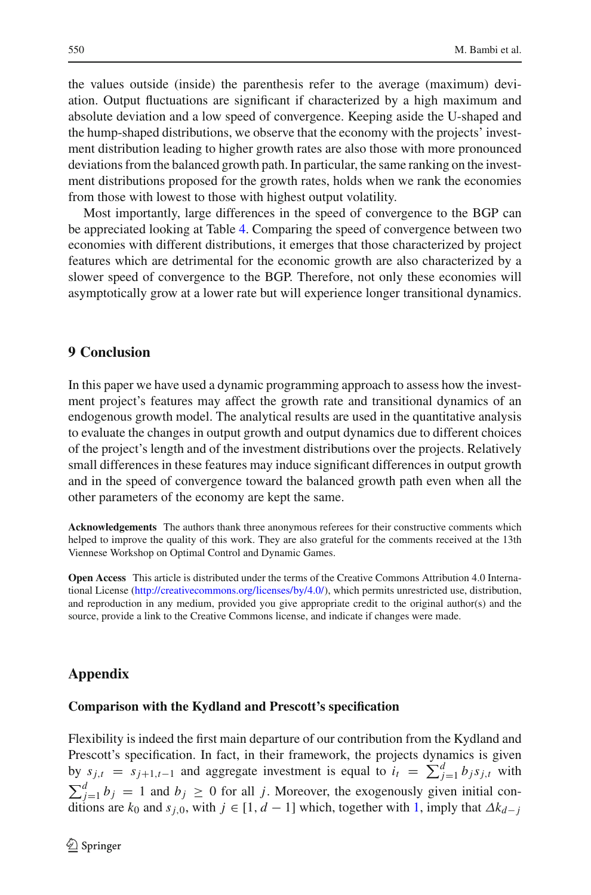the values outside (inside) the parenthesis refer to the average (maximum) deviation. Output fluctuations are significant if characterized by a high maximum and absolute deviation and a low speed of convergence. Keeping aside the U-shaped and the hump-shaped distributions, we observe that the economy with the projects' investment distribution leading to higher growth rates are also those with more pronounced deviations from the balanced growth path. In particular, the same ranking on the investment distributions proposed for the growth rates, holds when we rank the economies from those with lowest to those with highest output volatility.

Most importantly, large differences in the speed of convergence to the BGP can be appreciated looking at Table 4. Comparing the speed of convergence between two economies with different distributions, it emerges that those characterized by project features which are detrimental for the economic growth are also characterized by a slower speed of convergence to the BGP. Therefore, not only these economies will asymptotically grow at a lower rate but will experience longer transitional dynamics.

## 9 Conclusion

In this paper we have used a dynamic programming approach to assess how the investment project's features may affect the growth rate and transitional dynamics of an endogenous growth model. The analytical results are used in the quantitative analysis to evaluate the changes in output growth and output dynamics due to different choices of the project's length and of the investment distributions over the projects. Relatively small differences in these features may induce significant differences in output growth and in the speed of convergence toward the balanced growth path even when all the other parameters of the economy are kept the same.

**Acknowledgements** The authors thank three anonymous referees for their constructive comments which helped to improve the quality of this work. They are also grateful for the comments received at the 13th Viennese Workshop on Optimal Control and Dynamic Games.

**Open Access** This article is distributed under the terms of the Creative Commons Attribution 4.0 International License (http://creativecommons.org/licenses/by/4.0/), which permits unrestricted use, distribution, and reproduction in any medium, provided you give appropriate credit to the original author(s) and the source, provide a link to the Creative Commons license, and indicate if changes were made.

## Appendix

### Comparison with the Kydland and Prescott's specification

Flexibility is indeed the first main departure of our contribution from the Kydland and Prescott's specification. In fact, in their framework, the projects dynamics is given by $s_{j,t} = s_{j+1,t-1}$ and aggregate investment is equal to $i_t = \sum_{j=1}^{d} b_j s_{j,t}$ with $\sum_{j=1}^{d} b_j = 1$ and $b_j \geq 0$ for all $j$. Moreover, the exogenously given initial conditions are $k_0$ and $s_{j,0}$, with $j \in [1, d-1]$ which, together with 1, imply that $\Delta k_{d-j}$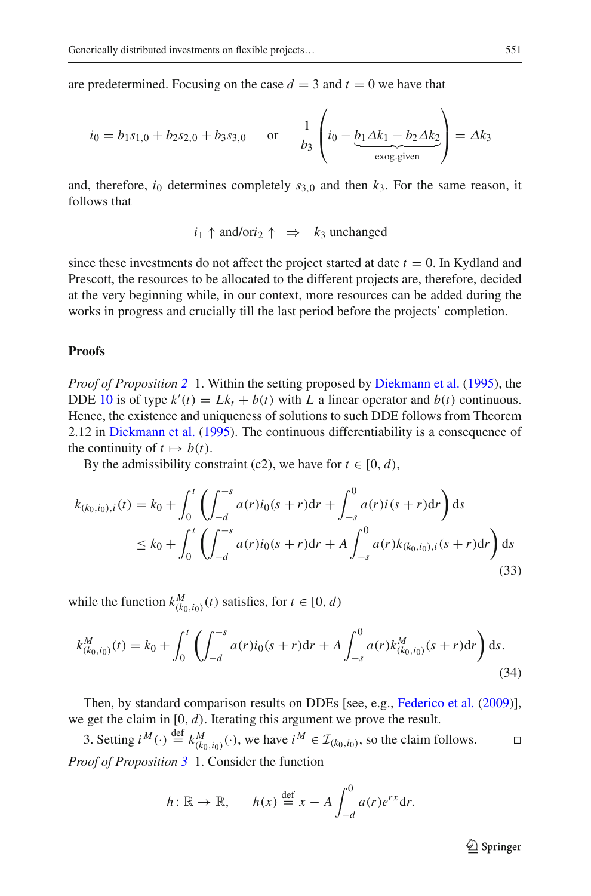are predetermined. Focusing on the case $d = 3$ and $t = 0$ we have that

$$i_0 = b_1 s_{1,0} + b_2 s_{2,0} + b_3 s_{3,0} \quad \text{or} \quad \frac{1}{b_3}\left(i_0 - \underbrace{b_1 \Delta k_1 - b_2 \Delta k_2}_{\text{exog.given}}\right) = \Delta k_3$$

and, therefore, $i_0$ determines completely $s_{3,0}$ and then $k_3$. For the same reason, it follows that

$$i_1 \uparrow \text{ and/or} i_2 \uparrow \quad \Rightarrow \quad k_3 \text{ unchanged}$$

since these investments do not affect the project started at date $t = 0$. In Kydland and Prescott, the resources to be allocated to the different projects are, therefore, decided at the very beginning while, in our context, more resources can be added during the works in progress and crucially till the last period before the projects' completion.

## Proofs

*Proof of Proposition 2* 1. Within the setting proposed by Diekmann et al. (1995), the DDE 10 is of type $k'(t) = Lk_t + b(t)$ with $L$ a linear operator and $b(t)$ continuous. Hence, the existence and uniqueness of solutions to such DDE follows from Theorem 2.12 in Diekmann et al. (1995). The continuous differentiability is a consequence of the continuity of $t \mapsto b(t)$.

By the admissibility constraint (c2), we have for $t \in [0, d)$,

$$\begin{aligned} k_{(k_0,i_0),i}(t) &= k_0 + \int_0^t \left( \int_{-d}^{-s} a(r) i_0(s+r) \mathrm{d}r + \int_{-s}^{0} a(r) i(s+r) \mathrm{d}r \right) \mathrm{d}s \\ &\leq k_0 + \int_0^t \left( \int_{-d}^{-s} a(r) i_0(s+r) \mathrm{d}r + A \int_{-s}^{0} a(r) k_{(k_0,i_0),i}(s+r) \mathrm{d}r \right) \mathrm{d}s \end{aligned} \tag{33}$$

while the function $k^M_{(k_0,i_0)}(t)$ satisfies, for $t \in [0, d)$

$$k^M_{(k_0,i_0)}(t) = k_0 + \int_0^t \left( \int_{-d}^{-s} a(r) i_0(s+r) \mathrm{d}r + A \int_{-s}^{0} a(r) k^M_{(k_0,i_0)}(s+r) \mathrm{d}r \right) \mathrm{d}s. \tag{34}$$

Then, by standard comparison results on DDEs [see, e.g., Federico et al. (2009)], we get the claim in $[0, d)$. Iterating this argument we prove the result.

3. Setting $i^M(\cdot) \stackrel{\text{def}}{=} k^M_{(k_0,i_0)}(\cdot)$, we have $i^M \in \mathcal{I}_{(k_0,i_0)}$, so the claim follows. □

*Proof of Proposition 3* 1. Consider the function

$$h\colon \mathbb{R} \to \mathbb{R}, \qquad h(x) \stackrel{\text{def}}{=} x - A \int_{-d}^{0} a(r) e^{rx} \mathrm{d}r.$$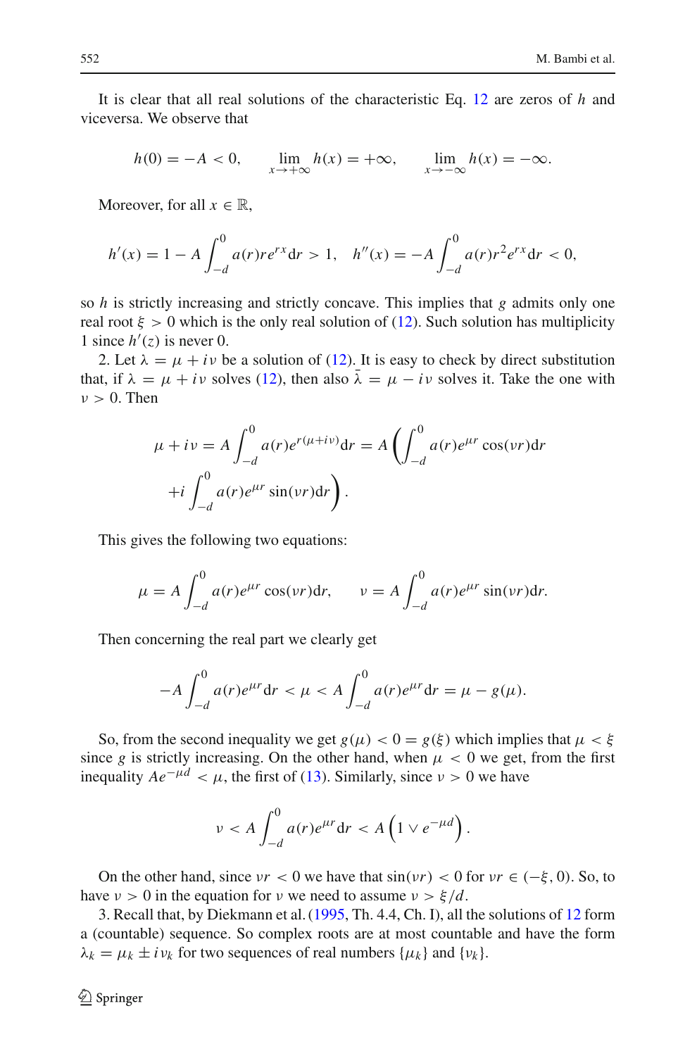It is clear that all real solutions of the characteristic Eq. 12 are zeros of $h$ and viceversa. We observe that

$$h(0) = -A < 0, \qquad \lim_{x\to+\infty} h(x) = +\infty, \qquad \lim_{x\to-\infty} h(x) = -\infty.$$

Moreover, for all $x \in \mathbb{R}$,

$$h'(x) = 1 - A\int_{-d}^{0} a(r) r e^{rx} \mathrm{d}r > 1, \quad h''(x) = -A\int_{-d}^{0} a(r) r^2 e^{rx} \mathrm{d}r < 0,$$

so $h$ is strictly increasing and strictly concave. This implies that $g$ admits only one real root $\xi > 0$ which is the only real solution of (12). Such solution has multiplicity 1 since $h'(z)$ is never 0.

2. Let $\lambda = \mu + i\nu$ be a solution of (12). It is easy to check by direct substitution that, if $\lambda = \mu + i\nu$ solves (12), then also $\bar{\lambda} = \mu - i\nu$ solves it. Take the one with $\nu > 0$. Then

$$\mu + i\nu = A\int_{-d}^{0} a(r) e^{r(\mu+i\nu)} \mathrm{d}r = A\left(\int_{-d}^{0} a(r) e^{\mu r}\cos(\nu r)\mathrm{d}r \right.$$
$$\left. + i\int_{-d}^{0} a(r) e^{\mu r}\sin(\nu r)\mathrm{d}r\right).$$

This gives the following two equations:

$$\mu = A\int_{-d}^{0} a(r) e^{\mu r}\cos(\nu r)\mathrm{d}r, \qquad \nu = A\int_{-d}^{0} a(r) e^{\mu r}\sin(\nu r)\mathrm{d}r.$$

Then concerning the real part we clearly get

$$-A\int_{-d}^{0} a(r) e^{\mu r}\mathrm{d}r < \mu < A\int_{-d}^{0} a(r) e^{\mu r}\mathrm{d}r = \mu - g(\mu).$$

So, from the second inequality we get $g(\mu) < 0 = g(\xi)$ which implies that $\mu < \xi$ since $g$ is strictly increasing. On the other hand, when $\mu < 0$ we get, from the first inequality $Ae^{-\mu d} < \mu$, the first of (13). Similarly, since $\nu > 0$ we have

$$\nu < A\int_{-d}^{0} a(r) e^{\mu r}\mathrm{d}r < A\left(1 \vee e^{-\mu d}\right).$$

On the other hand, since $\nu r < 0$ we have that $\sin(\nu r) < 0$ for $\nu r \in (-\xi, 0)$. So, to have $\nu > 0$ in the equation for $\nu$ we need to assume $\nu > \xi/d$.

3. Recall that, by Diekmann et al. (1995, Th. 4.4, Ch. I), all the solutions of 12 form a (countable) sequence. So complex roots are at most countable and have the form $\lambda_k = \mu_k \pm i\nu_k$ for two sequences of real numbers $\{\mu_k\}$ and $\{\nu_k\}$.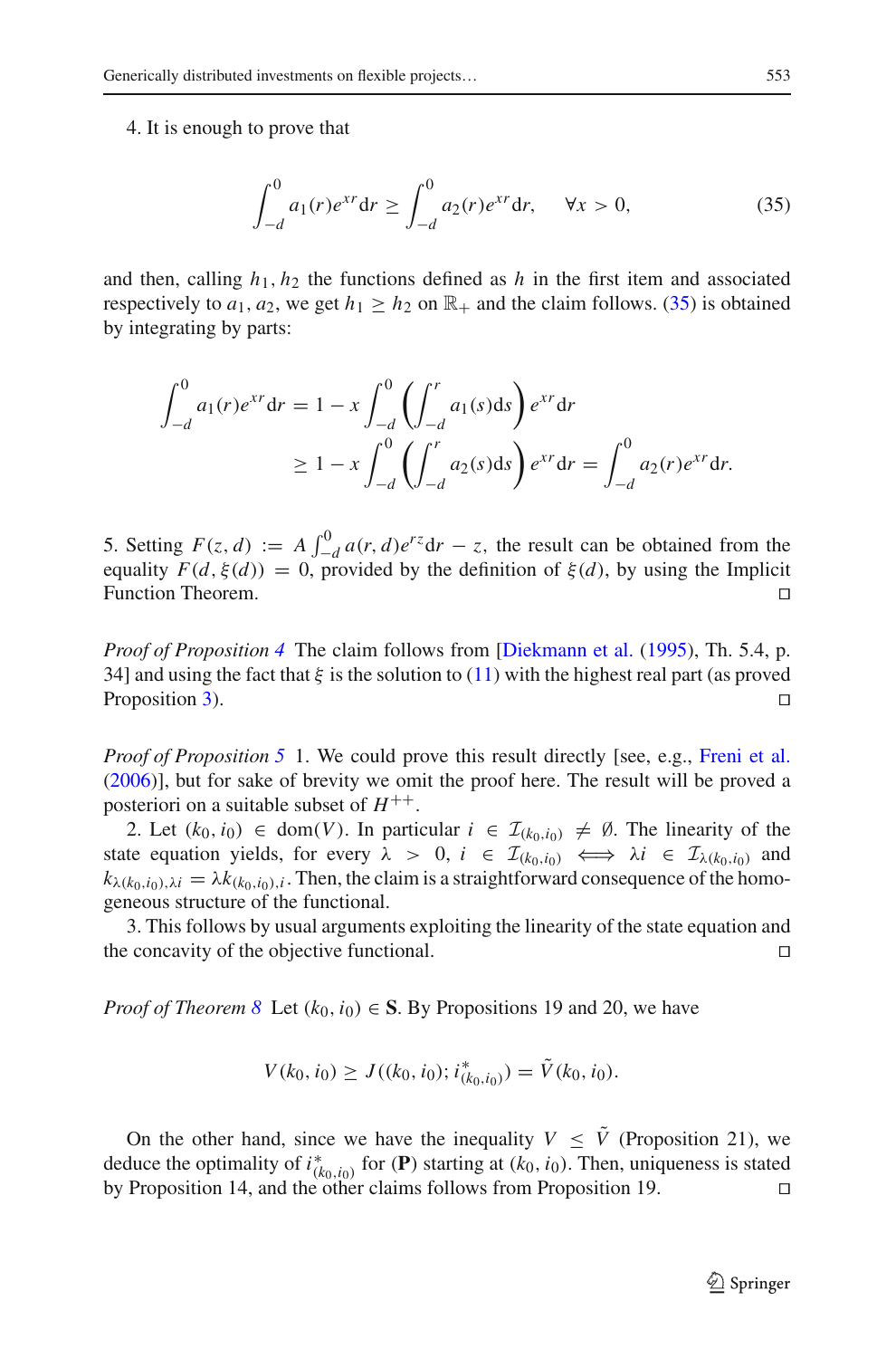4. It is enough to prove that

$$\int_{-d}^{0} a_1(r)e^{xr}\mathrm{d}r \geq \int_{-d}^{0} a_2(r)e^{xr}\mathrm{d}r, \quad \forall x > 0, \tag{35}$$

and then, calling $h_1, h_2$ the functions defined as $h$ in the first item and associated respectively to $a_1, a_2$, we get $h_1 \geq h_2$ on $\mathbb{R}_+$ and the claim follows. (35) is obtained by integrating by parts:

$$\begin{aligned}
\int_{-d}^{0} a_1(r)e^{xr}\mathrm{d}r &= 1 - x\int_{-d}^{0}\left(\int_{-d}^{r} a_1(s)\mathrm{d}s\right)e^{xr}\mathrm{d}r \\
&\geq 1 - x\int_{-d}^{0}\left(\int_{-d}^{r} a_2(s)\mathrm{d}s\right)e^{xr}\mathrm{d}r = \int_{-d}^{0} a_2(r)e^{xr}\mathrm{d}r.
\end{aligned}$$

5. Setting $F(z,d) := A\int_{-d}^{0} a(r,d)e^{rz}\mathrm{d}r - z$, the result can be obtained from the equality $F(d,\xi(d)) = 0$, provided by the definition of $\xi(d)$, by using the Implicit Function Theorem. □

*Proof of Proposition 4* The claim follows from [Diekmann et al. (1995), Th. 5.4, p. 34] and using the fact that $\xi$ is the solution to (11) with the highest real part (as proved Proposition 3). □

*Proof of Proposition 5* 1. We could prove this result directly [see, e.g., Freni et al. (2006)], but for sake of brevity we omit the proof here. The result will be proved a posteriori on a suitable subset of $H^{++}$.

2. Let $(k_0, i_0) \in \mathrm{dom}(V)$. In particular $i \in \mathcal{I}_{(k_0,i_0)} \neq \emptyset$. The linearity of the state equation yields, for every $\lambda > 0$, $i \in \mathcal{I}_{(k_0,i_0)} \iff \lambda i \in \mathcal{I}_{\lambda(k_0,i_0)}$ and $k_{\lambda(k_0,i_0),\lambda i} = \lambda k_{(k_0,i_0),i}$. Then, the claim is a straightforward consequence of the homogeneous structure of the functional.

3. This follows by usual arguments exploiting the linearity of the state equation and the concavity of the objective functional. □

*Proof of Theorem 8* Let $(k_0, i_0) \in \mathbf{S}$. By Propositions 19 and 20, we have

$$V(k_0, i_0) \geq J((k_0, i_0); i^*_{(k_0,i_0)}) = \tilde{V}(k_0, i_0).$$

On the other hand, since we have the inequality $V \leq \tilde{V}$ (Proposition 21), we deduce the optimality of $i^*_{(k_0,i_0)}$ for (**P**) starting at $(k_0, i_0)$. Then, uniqueness is stated by Proposition 14, and the other claims follows from Proposition 19. □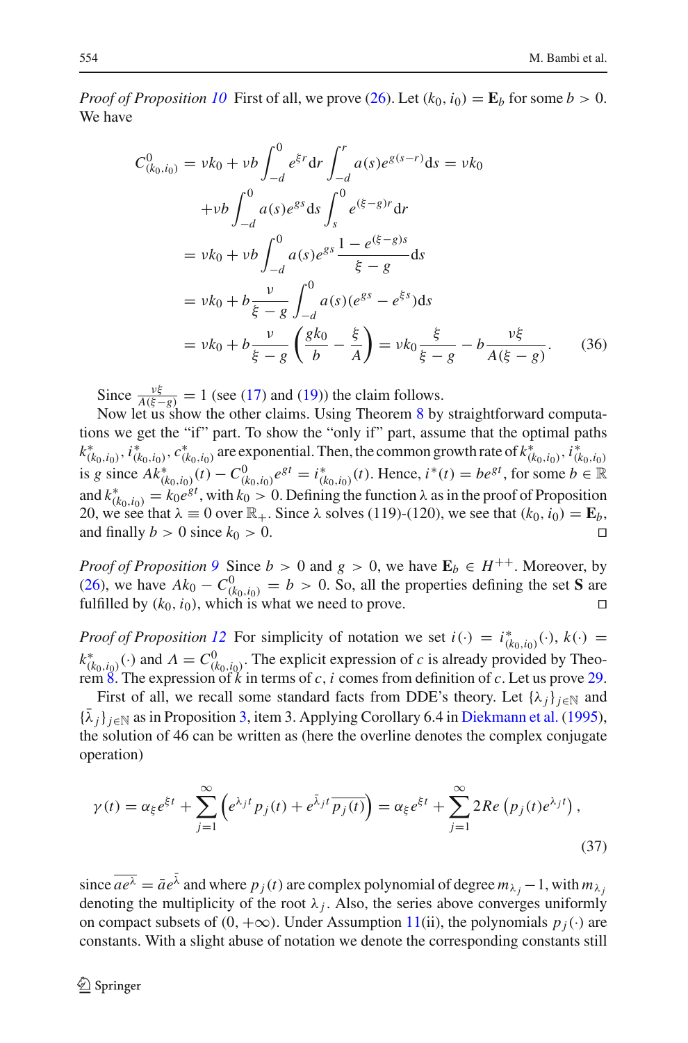*Proof of Proposition 10* First of all, we prove (26). Let $(k_0, i_0) = \mathbf{E}_b$ for some $b > 0$. We have

$$
\begin{aligned}
C^0_{(k_0,i_0)} &= \nu k_0 + \nu b \int_{-d}^{0} e^{\xi r} \mathrm{d}r \int_{-d}^{r} a(s) e^{g(s-r)} \mathrm{d}s = \nu k_0 \\
&\quad + \nu b \int_{-d}^{0} a(s) e^{gs} \mathrm{d}s \int_{s}^{0} e^{(\xi - g) r} \mathrm{d}r \\
&= \nu k_0 + \nu b \int_{-d}^{0} a(s) e^{gs} \frac{1 - e^{(\xi - g)s}}{\xi - g} \mathrm{d}s \\
&= \nu k_0 + b \frac{\nu}{\xi - g} \int_{-d}^{0} a(s) (e^{gs} - e^{\xi s}) \mathrm{d}s \\
&= \nu k_0 + b \frac{\nu}{\xi - g} \left( \frac{g k_0}{b} - \frac{\xi}{A} \right) = \nu k_0 \frac{\xi}{\xi - g} - b \frac{\nu \xi}{A(\xi - g)}. \qquad (36)
\end{aligned}
$$

Since $\frac{\nu \xi}{A(\xi - g)} = 1$ (see (17) and (19)) the claim follows.

Now let us show the other claims. Using Theorem 8 by straightforward computations we get the "if" part. To show the "only if" part, assume that the optimal paths $k^*_{(k_0,i_0)}, i^*_{(k_0,i_0)}, c^*_{(k_0,i_0)}$ are exponential. Then, the common growth rate of $k^*_{(k_0,i_0)}, i^*_{(k_0,i_0)}$ is $g$ since $Ak^*_{(k_0,i_0)}(t) - C^0_{(k_0,i_0)} e^{gt} = i^*_{(k_0,i_0)}(t)$. Hence, $i^*(t) = be^{gt}$, for some $b \in \mathbb{R}$ and $k^*_{(k_0,i_0)} = k_0 e^{gt}$, with $k_0 > 0$. Defining the function $\lambda$ as in the proof of Proposition 20, we see that $\lambda \equiv 0$ over $\mathbb{R}_+$. Since $\lambda$ solves (119)-(120), we see that $(k_0, i_0) = \mathbf{E}_b$, and finally $b > 0$ since $k_0 > 0$. □

*Proof of Proposition 9* Since $b > 0$ and $g > 0$, we have $\mathbf{E}_b \in H^{++}$. Moreover, by (26), we have $Ak_0 - C^0_{(k_0,i_0)} = b > 0$. So, all the properties defining the set $\mathbf{S}$ are fulfilled by $(k_0, i_0)$, which is what we need to prove. □

*Proof of Proposition 12* For simplicity of notation we set $i(\cdot) = i^*_{(k_0,i_0)}(\cdot)$, $k(\cdot) = k^*_{(k_0,i_0)}(\cdot)$ and $\Lambda = C^0_{(k_0,i_0)}$. The explicit expression of $c$ is already provided by Theorem 8. The expression of $k$ in terms of $c, i$ comes from definition of $c$. Let us prove 29.

First of all, we recall some standard facts from DDE's theory. Let $\{\lambda_j\}_{j\in\mathbb{N}}$ and $\{\bar{\lambda}_j\}_{j\in\mathbb{N}}$ as in Proposition 3, item 3. Applying Corollary 6.4 in Diekmann et al. (1995), the solution of 46 can be written as (here the overline denotes the complex conjugate operation)

$$
\gamma(t) = \alpha_\xi e^{\xi t} + \sum_{j=1}^{\infty} \left( e^{\lambda_j t} p_j(t) + e^{\bar{\lambda}_j t} \overline{p_j(t)} \right) = \alpha_\xi e^{\xi t} + \sum_{j=1}^{\infty} 2Re \left( p_j(t) e^{\lambda_j t} \right), \qquad (37)
$$

since $\overline{ae^{\lambda}} = \bar{a} e^{\bar{\lambda}}$ and where $p_j(t)$ are complex polynomial of degree $m_{\lambda_j} - 1$, with $m_{\lambda_j}$ denoting the multiplicity of the root $\lambda_j$. Also, the series above converges uniformly on compact subsets of $(0, +\infty)$. Under Assumption 11(ii), the polynomials $p_j(\cdot)$ are constants. With a slight abuse of notation we denote the corresponding constants still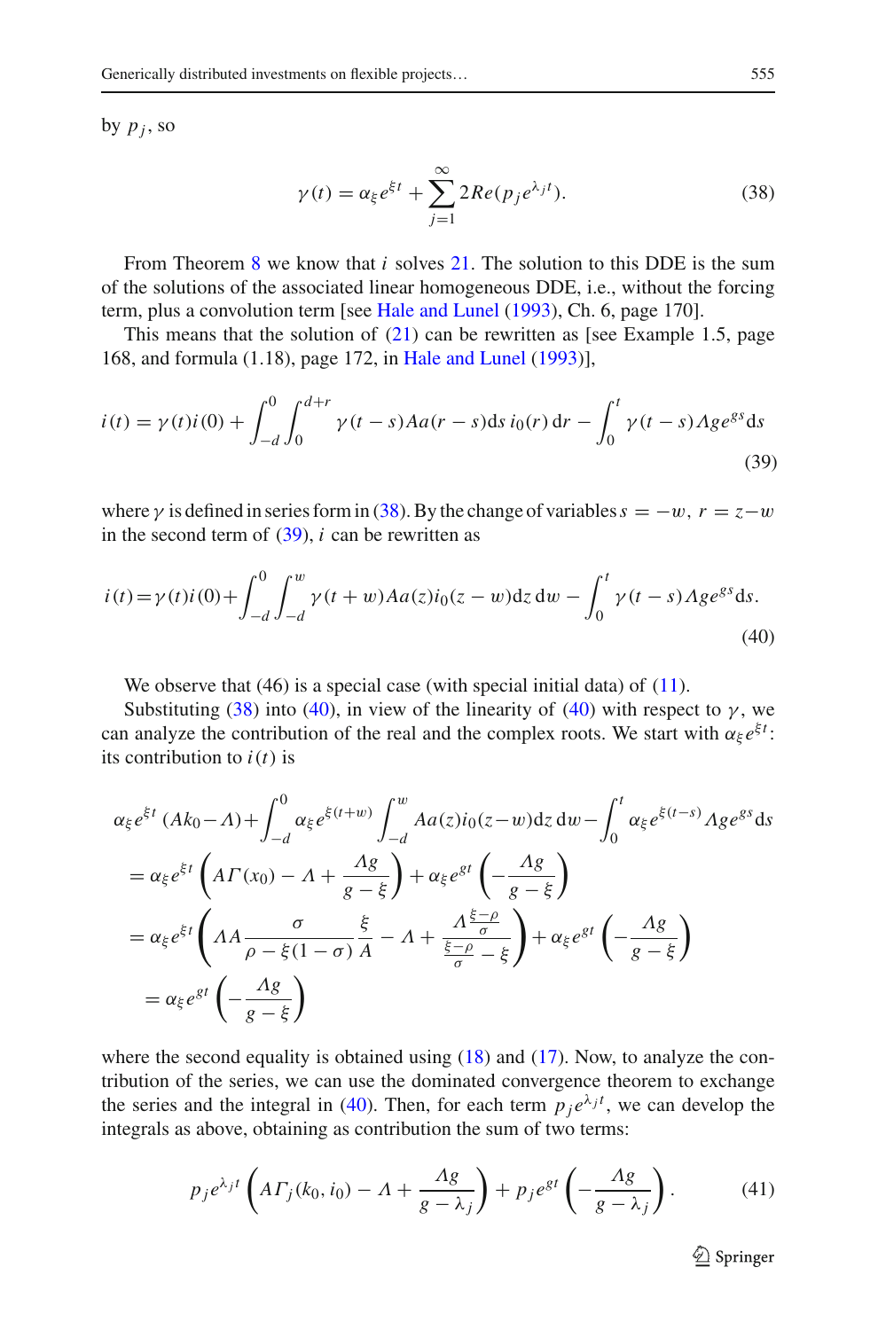by $p_j$, so

$$\gamma(t) = \alpha_\xi e^{\xi t} + \sum_{j=1}^{\infty} 2Re(p_j e^{\lambda_j t}). \tag{38}$$

From Theorem 8 we know that $i$ solves 21. The solution to this DDE is the sum of the solutions of the associated linear homogeneous DDE, i.e., without the forcing term, plus a convolution term [see Hale and Lunel (1993), Ch. 6, page 170].

This means that the solution of (21) can be rewritten as [see Example 1.5, page 168, and formula (1.18), page 172, in Hale and Lunel (1993)],

$$i(t) = \gamma(t)i(0) + \int_{-d}^{0}\int_{0}^{d+r} \gamma(t-s)Aa(r-s)\mathrm{d}s\, i_0(r)\,\mathrm{d}r - \int_0^t \gamma(t-s)\Lambda g e^{gs}\mathrm{d}s \tag{39}$$

where $\gamma$ is defined in series form in (38). By the change of variables $s = -w$, $r = z - w$ in the second term of (39), $i$ can be rewritten as

$$i(t) = \gamma(t)i(0) + \int_{-d}^{0}\int_{-d}^{w} \gamma(t+w)Aa(z)i_0(z-w)\mathrm{d}z\,\mathrm{d}w - \int_0^t \gamma(t-s)\Lambda g e^{gs}\mathrm{d}s. \tag{40}$$

We observe that (46) is a special case (with special initial data) of (11).

Substituting (38) into (40), in view of the linearity of (40) with respect to $\gamma$, we can analyze the contribution of the real and the complex roots. We start with $\alpha_\xi e^{\xi t}$: its contribution to $i(t)$ is

$$\begin{aligned}
&\alpha_\xi e^{\xi t}\,(Ak_0 - \Lambda) + \int_{-d}^{0} \alpha_\xi e^{\xi(t+w)} \int_{-d}^{w} Aa(z)i_0(z-w)\mathrm{d}z\,\mathrm{d}w - \int_0^t \alpha_\xi e^{\xi(t-s)}\Lambda g e^{gs}\mathrm{d}s \\
&= \alpha_\xi e^{\xi t}\left(A\Gamma(x_0) - \Lambda + \frac{\Lambda g}{g-\xi}\right) + \alpha_\xi e^{gt}\left(-\frac{\Lambda g}{g-\xi}\right) \\
&= \alpha_\xi e^{\xi t}\left(\Lambda A \frac{\sigma}{\rho - \xi(1-\sigma)}\frac{\xi}{A} - \Lambda + \frac{\Lambda\frac{\xi-\rho}{\sigma}}{\frac{\xi-\rho}{\sigma} - \xi}\right) + \alpha_\xi e^{gt}\left(-\frac{\Lambda g}{g-\xi}\right) \\
&= \alpha_\xi e^{gt}\left(-\frac{\Lambda g}{g-\xi}\right)
\end{aligned}$$

where the second equality is obtained using (18) and (17). Now, to analyze the contribution of the series, we can use the dominated convergence theorem to exchange the series and the integral in (40). Then, for each term $p_j e^{\lambda_j t}$, we can develop the integrals as above, obtaining as contribution the sum of two terms:

$$p_j e^{\lambda_j t}\left(A\Gamma_j(k_0, i_0) - \Lambda + \frac{\Lambda g}{g-\lambda_j}\right) + p_j e^{gt}\left(-\frac{\Lambda g}{g-\lambda_j}\right). \tag{41}$$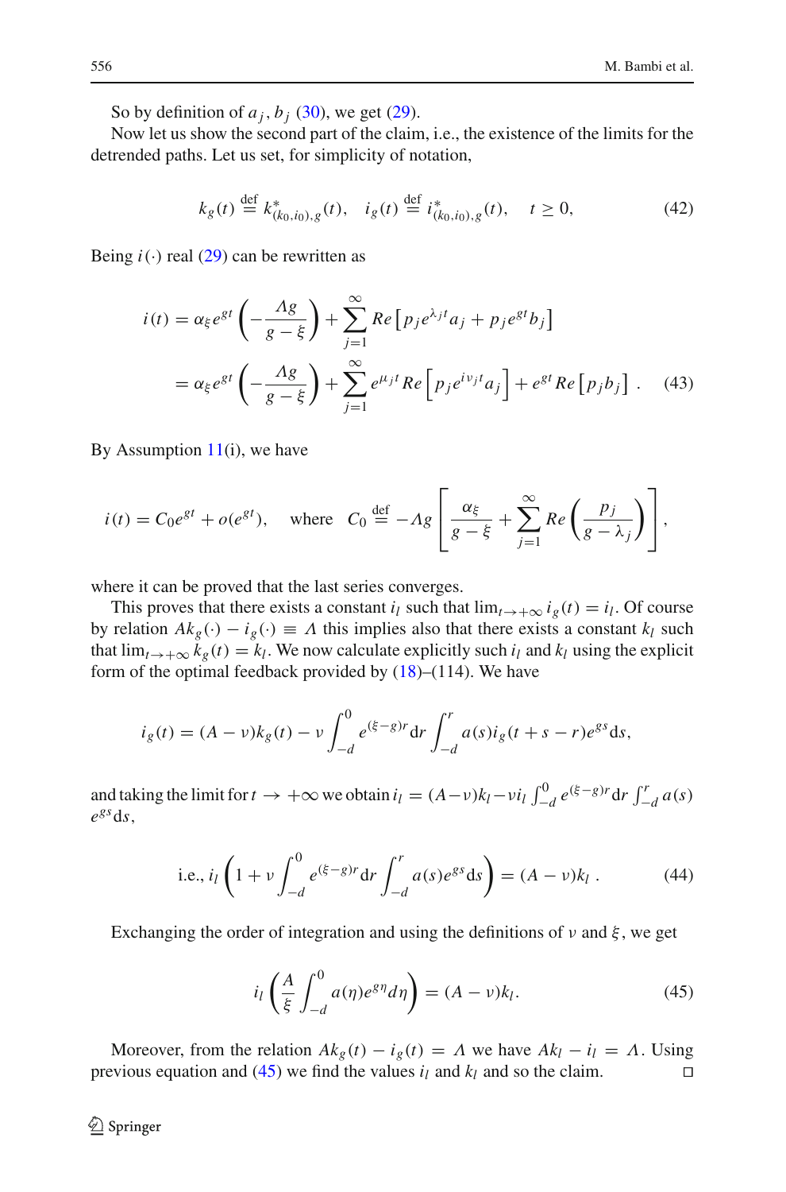So by definition of $a_j, b_j$ (30), we get (29).

Now let us show the second part of the claim, i.e., the existence of the limits for the detrended paths. Let us set, for simplicity of notation,

$$k_g(t) \stackrel{\text{def}}{=} k^*_{(k_0,i_0),g}(t), \quad i_g(t) \stackrel{\text{def}}{=} i^*_{(k_0,i_0),g}(t), \quad t \geq 0, \tag{42}$$

Being $i(\cdot)$ real (29) can be rewritten as

$$\begin{aligned} i(t) &= \alpha_\xi e^{gt}\left(-\frac{\Lambda g}{g-\xi}\right) + \sum_{j=1}^{\infty} Re\left[p_j e^{\lambda_j t} a_j + p_j e^{gt} b_j\right] \\ &= \alpha_\xi e^{gt}\left(-\frac{\Lambda g}{g-\xi}\right) + \sum_{j=1}^{\infty} e^{\mu_j t} Re\left[p_j e^{i\nu_j t} a_j\right] + e^{gt} Re\left[p_j b_j\right] . \end{aligned} \tag{43}$$

By Assumption 11(i), we have

$$i(t) = C_0 e^{gt} + o(e^{gt}), \quad \text{where} \quad C_0 \stackrel{\text{def}}{=} -\Lambda g\left[\frac{\alpha_\xi}{g-\xi} + \sum_{j=1}^{\infty} Re\left(\frac{p_j}{g-\lambda_j}\right)\right],$$

where it can be proved that the last series converges.

This proves that there exists a constant $i_l$ such that $\lim_{t\to+\infty} i_g(t) = i_l$. Of course by relation $Ak_g(\cdot) - i_g(\cdot) \equiv \Lambda$ this implies also that there exists a constant $k_l$ such that $\lim_{t\to+\infty} k_g(t) = k_l$. We now calculate explicitly such $i_l$ and $k_l$ using the explicit form of the optimal feedback provided by (18)–(114). We have

$$i_g(t) = (A-\nu)k_g(t) - \nu\int_{-d}^{0} e^{(\xi-g)r}\mathrm{d}r \int_{-d}^{r} a(s) i_g(t+s-r) e^{gs}\mathrm{d}s,$$

and taking the limit for $t \to +\infty$ we obtain $i_l = (A-\nu)k_l - \nu i_l \int_{-d}^{0} e^{(\xi-g)r}\mathrm{d}r \int_{-d}^{r} a(s) e^{gs}\mathrm{d}s$,

$$\text{i.e., } i_l\left(1 + \nu\int_{-d}^{0} e^{(\xi-g)r}\mathrm{d}r \int_{-d}^{r} a(s)e^{gs}\mathrm{d}s\right) = (A-\nu)k_l \, . \tag{44}$$

Exchanging the order of integration and using the definitions of $\nu$ and $\xi$, we get

$$i_l\left(\frac{A}{\xi}\int_{-d}^{0} a(\eta)e^{g\eta}d\eta\right) = (A-\nu)k_l. \tag{45}$$

Moreover, from the relation $Ak_g(t) - i_g(t) = \Lambda$ we have $Ak_l - i_l = \Lambda$. Using previous equation and (45) we find the values $i_l$ and $k_l$ and so the claim. □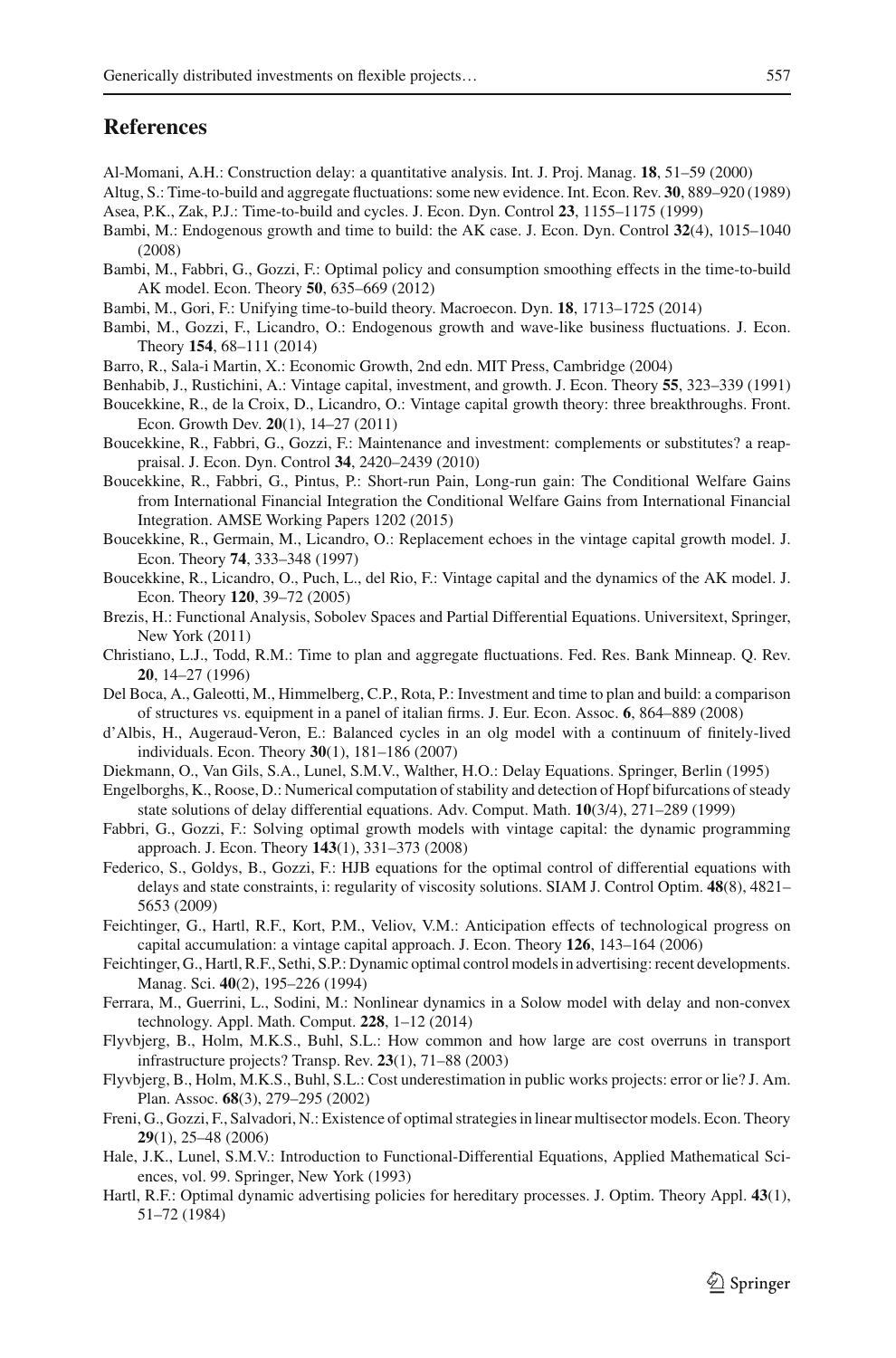## References

Al-Momani, A.H.: Construction delay: a quantitative analysis. Int. J. Proj. Manag. **18**, 51–59 (2000)

Altug, S.: Time-to-build and aggregate fluctuations: some new evidence. Int. Econ. Rev. **30**, 889–920 (1989)

Asea, P.K., Zak, P.J.: Time-to-build and cycles. J. Econ. Dyn. Control **23**, 1155–1175 (1999)

Bambi, M.: Endogenous growth and time to build: the AK case. J. Econ. Dyn. Control **32**(4), 1015–1040 (2008)

Bambi, M., Fabbri, G., Gozzi, F.: Optimal policy and consumption smoothing effects in the time-to-build AK model. Econ. Theory **50**, 635–669 (2012)

Bambi, M., Gori, F.: Unifying time-to-build theory. Macroecon. Dyn. **18**, 1713–1725 (2014)

Bambi, M., Gozzi, F., Licandro, O.: Endogenous growth and wave-like business fluctuations. J. Econ. Theory **154**, 68–111 (2014)

Barro, R., Sala-i Martin, X.: Economic Growth, 2nd edn. MIT Press, Cambridge (2004)

Benhabib, J., Rustichini, A.: Vintage capital, investment, and growth. J. Econ. Theory **55**, 323–339 (1991)

Boucekkine, R., de la Croix, D., Licandro, O.: Vintage capital growth theory: three breakthroughs. Front. Econ. Growth Dev. **20**(1), 14–27 (2011)

Boucekkine, R., Fabbri, G., Gozzi, F.: Maintenance and investment: complements or substitutes? a reappraisal. J. Econ. Dyn. Control **34**, 2420–2439 (2010)

Boucekkine, R., Fabbri, G., Pintus, P.: Short-run Pain, Long-run gain: The Conditional Welfare Gains from International Financial Integration the Conditional Welfare Gains from International Financial Integration. AMSE Working Papers 1202 (2015)

Boucekkine, R., Germain, M., Licandro, O.: Replacement echoes in the vintage capital growth model. J. Econ. Theory **74**, 333–348 (1997)

Boucekkine, R., Licandro, O., Puch, L., del Rio, F.: Vintage capital and the dynamics of the AK model. J. Econ. Theory **120**, 39–72 (2005)

Brezis, H.: Functional Analysis, Sobolev Spaces and Partial Differential Equations. Universitext, Springer, New York (2011)

Christiano, L.J., Todd, R.M.: Time to plan and aggregate fluctuations. Fed. Res. Bank Minneap. Q. Rev. **20**, 14–27 (1996)

Del Boca, A., Galeotti, M., Himmelberg, C.P., Rota, P.: Investment and time to plan and build: a comparison of structures vs. equipment in a panel of italian firms. J. Eur. Econ. Assoc. **6**, 864–889 (2008)

d'Albis, H., Augeraud-Veron, E.: Balanced cycles in an olg model with a continuum of finitely-lived individuals. Econ. Theory **30**(1), 181–186 (2007)

Diekmann, O., Van Gils, S.A., Lunel, S.M.V., Walther, H.O.: Delay Equations. Springer, Berlin (1995)

Engelborghs, K., Roose, D.: Numerical computation of stability and detection of Hopf bifurcations of steady state solutions of delay differential equations. Adv. Comput. Math. **10**(3/4), 271–289 (1999)

Fabbri, G., Gozzi, F.: Solving optimal growth models with vintage capital: the dynamic programming approach. J. Econ. Theory **143**(1), 331–373 (2008)

Federico, S., Goldys, B., Gozzi, F.: HJB equations for the optimal control of differential equations with delays and state constraints, i: regularity of viscosity solutions. SIAM J. Control Optim. **48**(8), 4821–5653 (2009)

Feichtinger, G., Hartl, R.F., Kort, P.M., Veliov, V.M.: Anticipation effects of technological progress on capital accumulation: a vintage capital approach. J. Econ. Theory **126**, 143–164 (2006)

Feichtinger, G., Hartl, R.F., Sethi, S.P.: Dynamic optimal control models in advertising: recent developments. Manag. Sci. **40**(2), 195–226 (1994)

Ferrara, M., Guerrini, L., Sodini, M.: Nonlinear dynamics in a Solow model with delay and non-convex technology. Appl. Math. Comput. **228**, 1–12 (2014)

Flyvbjerg, B., Holm, M.K.S., Buhl, S.L.: How common and how large are cost overruns in transport infrastructure projects? Transp. Rev. **23**(1), 71–88 (2003)

Flyvbjerg, B., Holm, M.K.S., Buhl, S.L.: Cost underestimation in public works projects: error or lie? J. Am. Plan. Assoc. **68**(3), 279–295 (2002)

Freni, G., Gozzi, F., Salvadori, N.: Existence of optimal strategies in linear multisector models. Econ. Theory **29**(1), 25–48 (2006)

Hale, J.K., Lunel, S.M.V.: Introduction to Functional-Differential Equations, Applied Mathematical Sciences, vol. 99. Springer, New York (1993)

Hartl, R.F.: Optimal dynamic advertising policies for hereditary processes. J. Optim. Theory Appl. **43**(1), 51–72 (1984)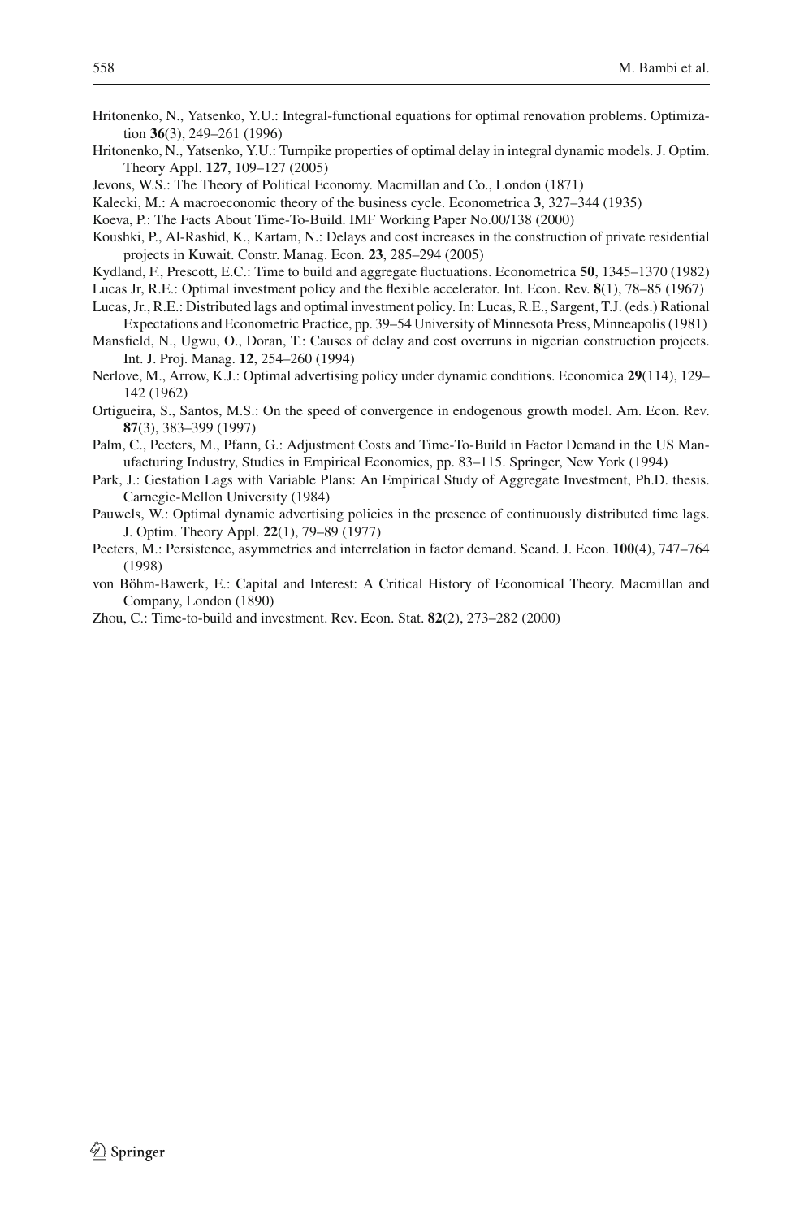Hritonenko, N., Yatsenko, Y.U.: Integral-functional equations for optimal renovation problems. Optimization **36**(3), 249–261 (1996)

Hritonenko, N., Yatsenko, Y.U.: Turnpike properties of optimal delay in integral dynamic models. J. Optim. Theory Appl. **127**, 109–127 (2005)

Jevons, W.S.: The Theory of Political Economy. Macmillan and Co., London (1871)

Kalecki, M.: A macroeconomic theory of the business cycle. Econometrica **3**, 327–344 (1935)

Koeva, P.: The Facts About Time-To-Build. IMF Working Paper No.00/138 (2000)

Koushki, P., Al-Rashid, K., Kartam, N.: Delays and cost increases in the construction of private residential projects in Kuwait. Constr. Manag. Econ. **23**, 285–294 (2005)

Kydland, F., Prescott, E.C.: Time to build and aggregate fluctuations. Econometrica **50**, 1345–1370 (1982)

Lucas Jr, R.E.: Optimal investment policy and the flexible accelerator. Int. Econ. Rev. **8**(1), 78–85 (1967)

Lucas, Jr., R.E.: Distributed lags and optimal investment policy. In: Lucas, R.E., Sargent, T.J. (eds.) Rational Expectations and Econometric Practice, pp. 39–54 University of Minnesota Press, Minneapolis (1981)

Mansfield, N., Ugwu, O., Doran, T.: Causes of delay and cost overruns in nigerian construction projects. Int. J. Proj. Manag. **12**, 254–260 (1994)

Nerlove, M., Arrow, K.J.: Optimal advertising policy under dynamic conditions. Economica **29**(114), 129–142 (1962)

Ortigueira, S., Santos, M.S.: On the speed of convergence in endogenous growth model. Am. Econ. Rev. **87**(3), 383–399 (1997)

Palm, C., Peeters, M., Pfann, G.: Adjustment Costs and Time-To-Build in Factor Demand in the US Manufacturing Industry, Studies in Empirical Economics, pp. 83–115. Springer, New York (1994)

Park, J.: Gestation Lags with Variable Plans: An Empirical Study of Aggregate Investment, Ph.D. thesis. Carnegie-Mellon University (1984)

Pauwels, W.: Optimal dynamic advertising policies in the presence of continuously distributed time lags. J. Optim. Theory Appl. **22**(1), 79–89 (1977)

Peeters, M.: Persistence, asymmetries and interrelation in factor demand. Scand. J. Econ. **100**(4), 747–764 (1998)

von Böhm-Bawerk, E.: Capital and Interest: A Critical History of Economical Theory. Macmillan and Company, London (1890)

Zhou, C.: Time-to-build and investment. Rev. Econ. Stat. **82**(2), 273–282 (2000)